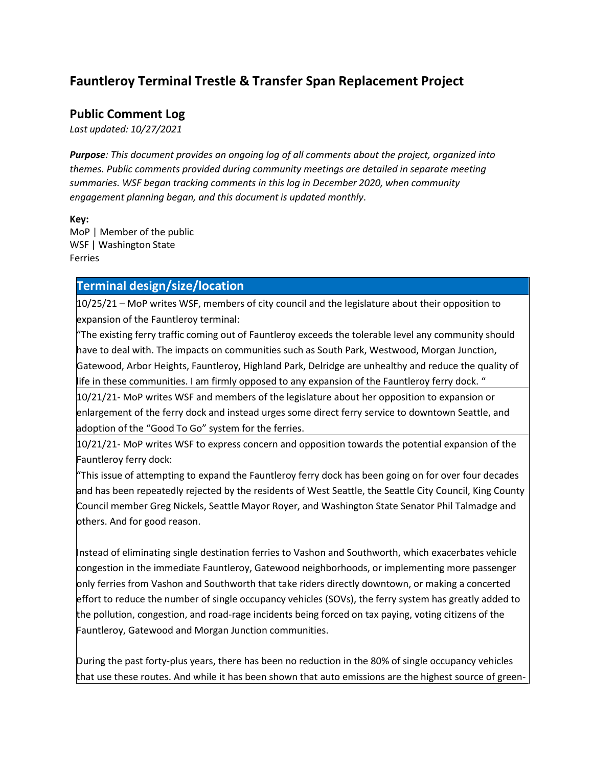# Fauntleroy Terminal Trestle & Transfer Span Replacement Project

## Public Comment Log

*Last updated: 10/27/2021*

***Purpose****: This document provides an ongoing log of all comments about the project, organized into themes. Public comments provided during community meetings are detailed in separate meeting summaries. WSF began tracking comments in this log in December 2020, when community engagement planning began, and this document is updated monthly*.

**Key:**
MoP | Member of the public
WSF | Washington State Ferries

### Terminal design/size/location

10/25/21 – MoP writes WSF, members of city council and the legislature about their opposition to expansion of the Fauntleroy terminal:

"The existing ferry traffic coming out of Fauntleroy exceeds the tolerable level any community should have to deal with. The impacts on communities such as South Park, Westwood, Morgan Junction, Gatewood, Arbor Heights, Fauntleroy, Highland Park, Delridge are unhealthy and reduce the quality of life in these communities. I am firmly opposed to any expansion of the Fauntleroy ferry dock. "

10/21/21- MoP writes WSF and members of the legislature about her opposition to expansion or enlargement of the ferry dock and instead urges some direct ferry service to downtown Seattle, and adoption of the "Good To Go" system for the ferries.

10/21/21- MoP writes WSF to express concern and opposition towards the potential expansion of the Fauntleroy ferry dock:

"This issue of attempting to expand the Fauntleroy ferry dock has been going on for over four decades and has been repeatedly rejected by the residents of West Seattle, the Seattle City Council, King County Council member Greg Nickels, Seattle Mayor Royer, and Washington State Senator Phil Talmadge and others. And for good reason.

Instead of eliminating single destination ferries to Vashon and Southworth, which exacerbates vehicle congestion in the immediate Fauntleroy, Gatewood neighborhoods, or implementing more passenger only ferries from Vashon and Southworth that take riders directly downtown, or making a concerted effort to reduce the number of single occupancy vehicles (SOVs), the ferry system has greatly added to the pollution, congestion, and road-rage incidents being forced on tax paying, voting citizens of the Fauntleroy, Gatewood and Morgan Junction communities.

During the past forty-plus years, there has been no reduction in the 80% of single occupancy vehicles that use these routes. And while it has been shown that auto emissions are the highest source of green-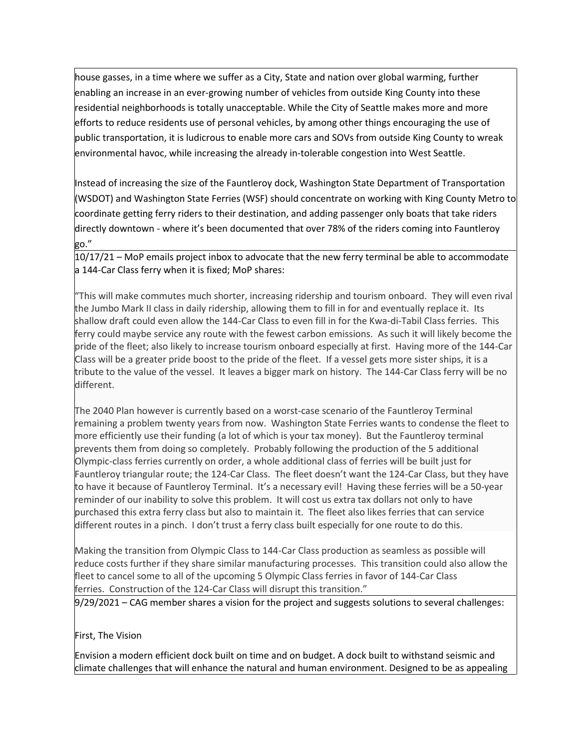house gasses, in a time where we suffer as a City, State and nation over global warming, further enabling an increase in an ever-growing number of vehicles from outside King County into these residential neighborhoods is totally unacceptable. While the City of Seattle makes more and more efforts to reduce residents use of personal vehicles, by among other things encouraging the use of public transportation, it is ludicrous to enable more cars and SOVs from outside King County to wreak environmental havoc, while increasing the already in-tolerable congestion into West Seattle.

Instead of increasing the size of the Fauntleroy dock, Washington State Department of Transportation (WSDOT) and Washington State Ferries (WSF) should concentrate on working with King County Metro to coordinate getting ferry riders to their destination, and adding passenger only boats that take riders directly downtown - where it's been documented that over 78% of the riders coming into Fauntleroy go."

10/17/21 – MoP emails project inbox to advocate that the new ferry terminal be able to accommodate a 144-Car Class ferry when it is fixed; MoP shares:

"This will make commutes much shorter, increasing ridership and tourism onboard. They will even rival the Jumbo Mark II class in daily ridership, allowing them to fill in for and eventually replace it. Its shallow draft could even allow the 144-Car Class to even fill in for the Kwa-di-Tabil Class ferries. This ferry could maybe service any route with the fewest carbon emissions. As such it will likely become the pride of the fleet; also likely to increase tourism onboard especially at first. Having more of the 144-Car Class will be a greater pride boost to the pride of the fleet. If a vessel gets more sister ships, it is a tribute to the value of the vessel. It leaves a bigger mark on history. The 144-Car Class ferry will be no different.

The 2040 Plan however is currently based on a worst-case scenario of the Fauntleroy Terminal remaining a problem twenty years from now. Washington State Ferries wants to condense the fleet to more efficiently use their funding (a lot of which is your tax money). But the Fauntleroy terminal prevents them from doing so completely. Probably following the production of the 5 additional Olympic-class ferries currently on order, a whole additional class of ferries will be built just for Fauntleroy triangular route; the 124-Car Class. The fleet doesn't want the 124-Car Class, but they have to have it because of Fauntleroy Terminal. It's a necessary evil! Having these ferries will be a 50-year reminder of our inability to solve this problem. It will cost us extra tax dollars not only to have purchased this extra ferry class but also to maintain it. The fleet also likes ferries that can service different routes in a pinch. I don't trust a ferry class built especially for one route to do this.

Making the transition from Olympic Class to 144-Car Class production as seamless as possible will reduce costs further if they share similar manufacturing processes. This transition could also allow the fleet to cancel some to all of the upcoming 5 Olympic Class ferries in favor of 144-Car Class ferries. Construction of the 124-Car Class will disrupt this transition."

9/29/2021 – CAG member shares a vision for the project and suggests solutions to several challenges:

First, The Vision

Envision a modern efficient dock built on time and on budget. A dock built to withstand seismic and climate challenges that will enhance the natural and human environment. Designed to be as appealing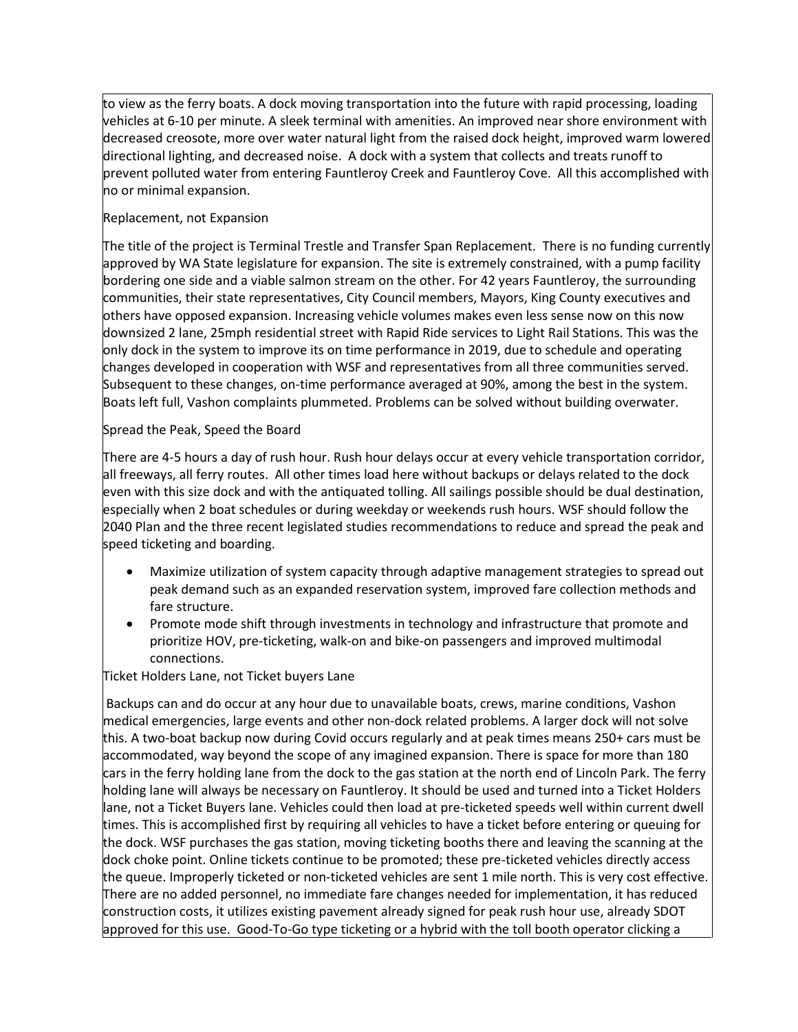to view as the ferry boats. A dock moving transportation into the future with rapid processing, loading vehicles at 6-10 per minute. A sleek terminal with amenities. An improved near shore environment with decreased creosote, more over water natural light from the raised dock height, improved warm lowered directional lighting, and decreased noise. A dock with a system that collects and treats runoff to prevent polluted water from entering Fauntleroy Creek and Fauntleroy Cove. All this accomplished with no or minimal expansion.

## Replacement, not Expansion

The title of the project is Terminal Trestle and Transfer Span Replacement. There is no funding currently approved by WA State legislature for expansion. The site is extremely constrained, with a pump facility bordering one side and a viable salmon stream on the other. For 42 years Fauntleroy, the surrounding communities, their state representatives, City Council members, Mayors, King County executives and others have opposed expansion. Increasing vehicle volumes makes even less sense now on this now downsized 2 lane, 25mph residential street with Rapid Ride services to Light Rail Stations. This was the only dock in the system to improve its on time performance in 2019, due to schedule and operating changes developed in cooperation with WSF and representatives from all three communities served. Subsequent to these changes, on-time performance averaged at 90%, among the best in the system. Boats left full, Vashon complaints plummeted. Problems can be solved without building overwater.

## Spread the Peak, Speed the Board

There are 4-5 hours a day of rush hour. Rush hour delays occur at every vehicle transportation corridor, all freeways, all ferry routes. All other times load here without backups or delays related to the dock even with this size dock and with the antiquated tolling. All sailings possible should be dual destination, especially when 2 boat schedules or during weekday or weekends rush hours. WSF should follow the 2040 Plan and the three recent legislated studies recommendations to reduce and spread the peak and speed ticketing and boarding.

- Maximize utilization of system capacity through adaptive management strategies to spread out peak demand such as an expanded reservation system, improved fare collection methods and fare structure.
- Promote mode shift through investments in technology and infrastructure that promote and prioritize HOV, pre-ticketing, walk-on and bike-on passengers and improved multimodal connections.

## Ticket Holders Lane, not Ticket buyers Lane

Backups can and do occur at any hour due to unavailable boats, crews, marine conditions, Vashon medical emergencies, large events and other non-dock related problems. A larger dock will not solve this. A two-boat backup now during Covid occurs regularly and at peak times means 250+ cars must be accommodated, way beyond the scope of any imagined expansion. There is space for more than 180 cars in the ferry holding lane from the dock to the gas station at the north end of Lincoln Park. The ferry holding lane will always be necessary on Fauntleroy. It should be used and turned into a Ticket Holders lane, not a Ticket Buyers lane. Vehicles could then load at pre-ticketed speeds well within current dwell times. This is accomplished first by requiring all vehicles to have a ticket before entering or queuing for the dock. WSF purchases the gas station, moving ticketing booths there and leaving the scanning at the dock choke point. Online tickets continue to be promoted; these pre-ticketed vehicles directly access the queue. Improperly ticketed or non-ticketed vehicles are sent 1 mile north. This is very cost effective. There are no added personnel, no immediate fare changes needed for implementation, it has reduced construction costs, it utilizes existing pavement already signed for peak rush hour use, already SDOT approved for this use. Good-To-Go type ticketing or a hybrid with the toll booth operator clicking a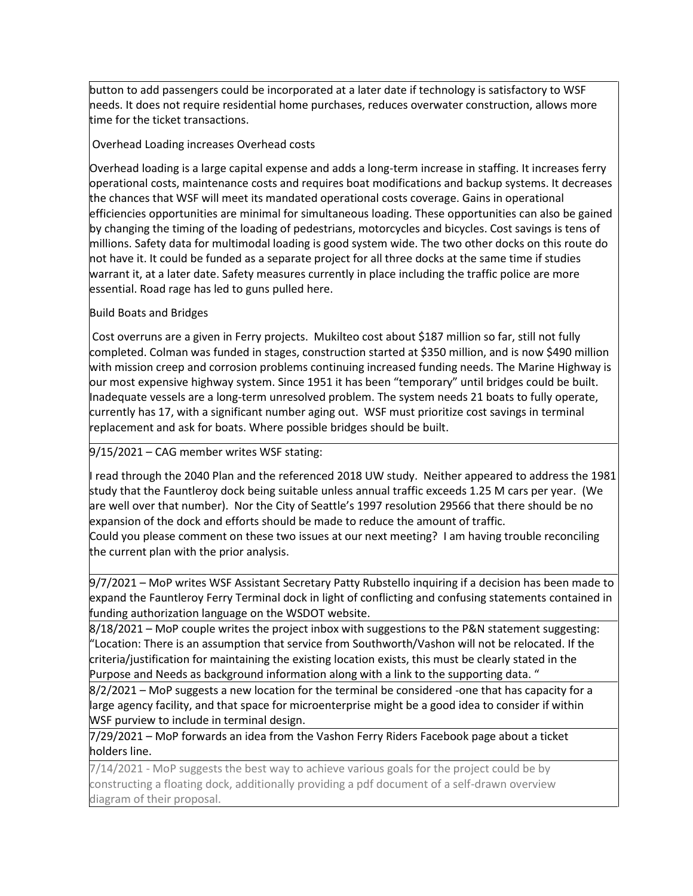button to add passengers could be incorporated at a later date if technology is satisfactory to WSF needs. It does not require residential home purchases, reduces overwater construction, allows more time for the ticket transactions.

Overhead Loading increases Overhead costs

Overhead loading is a large capital expense and adds a long-term increase in staffing. It increases ferry operational costs, maintenance costs and requires boat modifications and backup systems. It decreases the chances that WSF will meet its mandated operational costs coverage. Gains in operational efficiencies opportunities are minimal for simultaneous loading. These opportunities can also be gained by changing the timing of the loading of pedestrians, motorcycles and bicycles. Cost savings is tens of millions. Safety data for multimodal loading is good system wide. The two other docks on this route do not have it. It could be funded as a separate project for all three docks at the same time if studies warrant it, at a later date. Safety measures currently in place including the traffic police are more essential. Road rage has led to guns pulled here.

Build Boats and Bridges

Cost overruns are a given in Ferry projects. Mukilteo cost about $187 million so far, still not fully completed. Colman was funded in stages, construction started at $350 million, and is now $490 million with mission creep and corrosion problems continuing increased funding needs. The Marine Highway is our most expensive highway system. Since 1951 it has been "temporary" until bridges could be built. Inadequate vessels are a long-term unresolved problem. The system needs 21 boats to fully operate, currently has 17, with a significant number aging out. WSF must prioritize cost savings in terminal replacement and ask for boats. Where possible bridges should be built.

9/15/2021 – CAG member writes WSF stating:

I read through the 2040 Plan and the referenced 2018 UW study. Neither appeared to address the 1981 study that the Fauntleroy dock being suitable unless annual traffic exceeds 1.25 M cars per year. (We are well over that number). Nor the City of Seattle's 1997 resolution 29566 that there should be no expansion of the dock and efforts should be made to reduce the amount of traffic.
Could you please comment on these two issues at our next meeting? I am having trouble reconciling the current plan with the prior analysis.

9/7/2021 – MoP writes WSF Assistant Secretary Patty Rubstello inquiring if a decision has been made to expand the Fauntleroy Ferry Terminal dock in light of conflicting and confusing statements contained in funding authorization language on the WSDOT website.

8/18/2021 – MoP couple writes the project inbox with suggestions to the P&N statement suggesting: "Location: There is an assumption that service from Southworth/Vashon will not be relocated. If the criteria/justification for maintaining the existing location exists, this must be clearly stated in the Purpose and Needs as background information along with a link to the supporting data. "

8/2/2021 – MoP suggests a new location for the terminal be considered -one that has capacity for a large agency facility, and that space for microenterprise might be a good idea to consider if within WSF purview to include in terminal design.

7/29/2021 – MoP forwards an idea from the Vashon Ferry Riders Facebook page about a ticket holders line.

7/14/2021 - MoP suggests the best way to achieve various goals for the project could be by constructing a floating dock, additionally providing a pdf document of a self-drawn overview diagram of their proposal.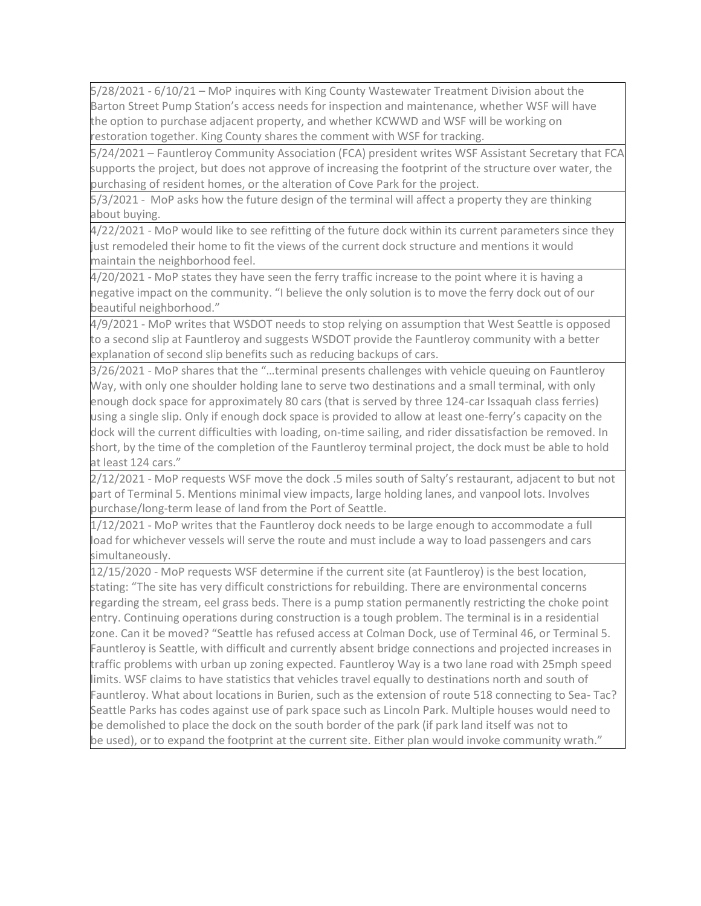| |
|---|
| 5/28/2021 - 6/10/21 – MoP inquires with King County Wastewater Treatment Division about the Barton Street Pump Station's access needs for inspection and maintenance, whether WSF will have the option to purchase adjacent property, and whether KCWWD and WSF will be working on restoration together. King County shares the comment with WSF for tracking. |
| 5/24/2021 – Fauntleroy Community Association (FCA) president writes WSF Assistant Secretary that FCA supports the project, but does not approve of increasing the footprint of the structure over water, the purchasing of resident homes, or the alteration of Cove Park for the project. |
| 5/3/2021 - MoP asks how the future design of the terminal will affect a property they are thinking about buying. |
| 4/22/2021 - MoP would like to see refitting of the future dock within its current parameters since they just remodeled their home to fit the views of the current dock structure and mentions it would maintain the neighborhood feel. |
| 4/20/2021 - MoP states they have seen the ferry traffic increase to the point where it is having a negative impact on the community. "I believe the only solution is to move the ferry dock out of our beautiful neighborhood." |
| 4/9/2021 - MoP writes that WSDOT needs to stop relying on assumption that West Seattle is opposed to a second slip at Fauntleroy and suggests WSDOT provide the Fauntleroy community with a better explanation of second slip benefits such as reducing backups of cars. |
| 3/26/2021 - MoP shares that the "…terminal presents challenges with vehicle queuing on Fauntleroy Way, with only one shoulder holding lane to serve two destinations and a small terminal, with only enough dock space for approximately 80 cars (that is served by three 124-car Issaquah class ferries) using a single slip. Only if enough dock space is provided to allow at least one-ferry's capacity on the dock will the current difficulties with loading, on-time sailing, and rider dissatisfaction be removed. In short, by the time of the completion of the Fauntleroy terminal project, the dock must be able to hold at least 124 cars." |
| 2/12/2021 - MoP requests WSF move the dock .5 miles south of Salty's restaurant, adjacent to but not part of Terminal 5. Mentions minimal view impacts, large holding lanes, and vanpool lots. Involves purchase/long-term lease of land from the Port of Seattle. |
| 1/12/2021 - MoP writes that the Fauntleroy dock needs to be large enough to accommodate a full load for whichever vessels will serve the route and must include a way to load passengers and cars simultaneously. |
| 12/15/2020 - MoP requests WSF determine if the current site (at Fauntleroy) is the best location, stating: "The site has very difficult constrictions for rebuilding. There are environmental concerns regarding the stream, eel grass beds. There is a pump station permanently restricting the choke point entry. Continuing operations during construction is a tough problem. The terminal is in a residential zone. Can it be moved? "Seattle has refused access at Colman Dock, use of Terminal 46, or Terminal 5. Fauntleroy is Seattle, with difficult and currently absent bridge connections and projected increases in traffic problems with urban up zoning expected. Fauntleroy Way is a two lane road with 25mph speed limits. WSF claims to have statistics that vehicles travel equally to destinations north and south of Fauntleroy. What about locations in Burien, such as the extension of route 518 connecting to Sea- Tac? Seattle Parks has codes against use of park space such as Lincoln Park. Multiple houses would need to be demolished to place the dock on the south border of the park (if park land itself was not to be used), or to expand the footprint at the current site. Either plan would invoke community wrath." |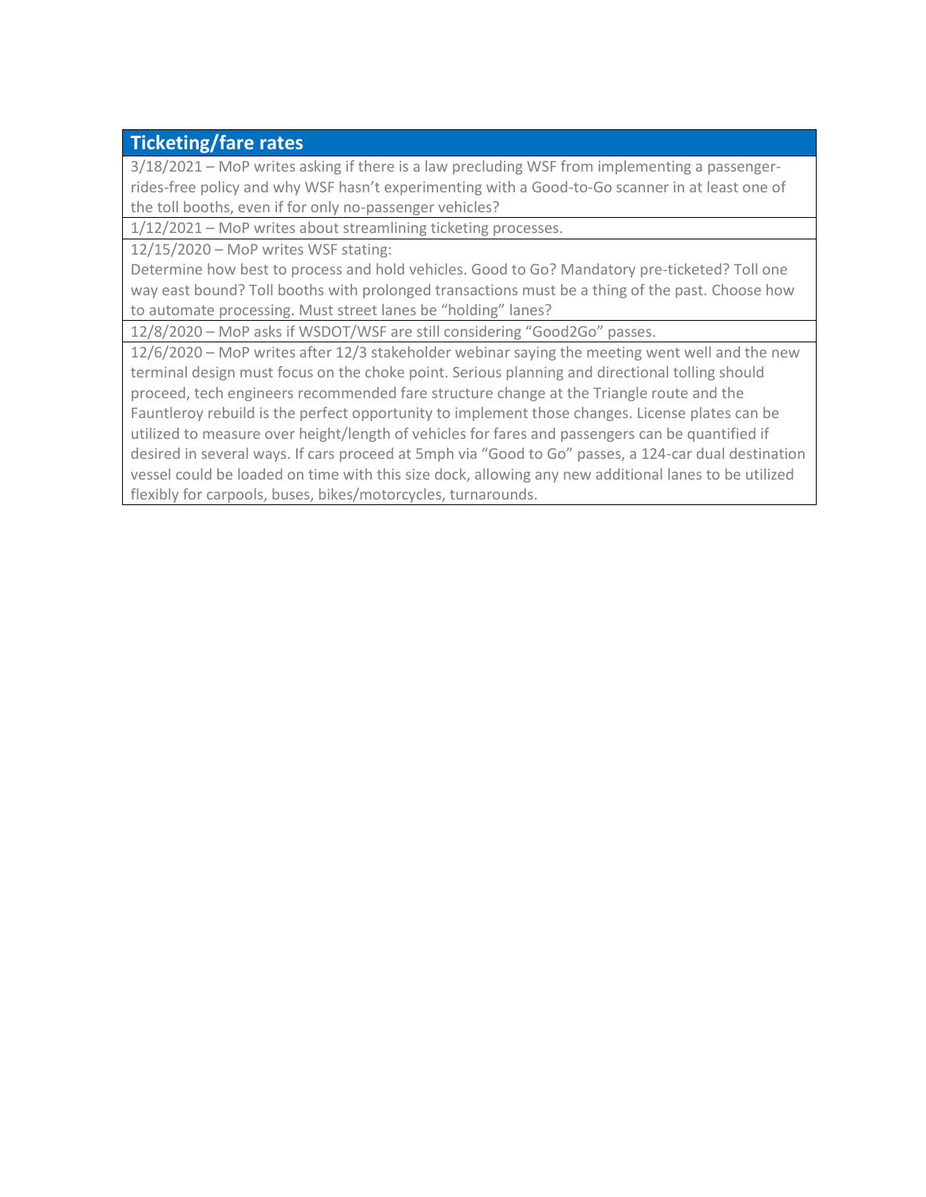| Ticketing/fare rates |
| --- |
| 3/18/2021 – MoP writes asking if there is a law precluding WSF from implementing a passenger-rides-free policy and why WSF hasn't experimenting with a Good-to-Go scanner in at least one of the toll booths, even if for only no-passenger vehicles? |
| 1/12/2021 – MoP writes about streamlining ticketing processes. |
| 12/15/2020 – MoP writes WSF stating:<br>Determine how best to process and hold vehicles. Good to Go? Mandatory pre-ticketed? Toll one way east bound? Toll booths with prolonged transactions must be a thing of the past. Choose how to automate processing. Must street lanes be "holding" lanes? |
| 12/8/2020 – MoP asks if WSDOT/WSF are still considering "Good2Go" passes. |
| 12/6/2020 – MoP writes after 12/3 stakeholder webinar saying the meeting went well and the new terminal design must focus on the choke point. Serious planning and directional tolling should proceed, tech engineers recommended fare structure change at the Triangle route and the Fauntleroy rebuild is the perfect opportunity to implement those changes. License plates can be utilized to measure over height/length of vehicles for fares and passengers can be quantified if desired in several ways. If cars proceed at 5mph via "Good to Go" passes, a 124-car dual destination vessel could be loaded on time with this size dock, allowing any new additional lanes to be utilized flexibly for carpools, buses, bikes/motorcycles, turnarounds. |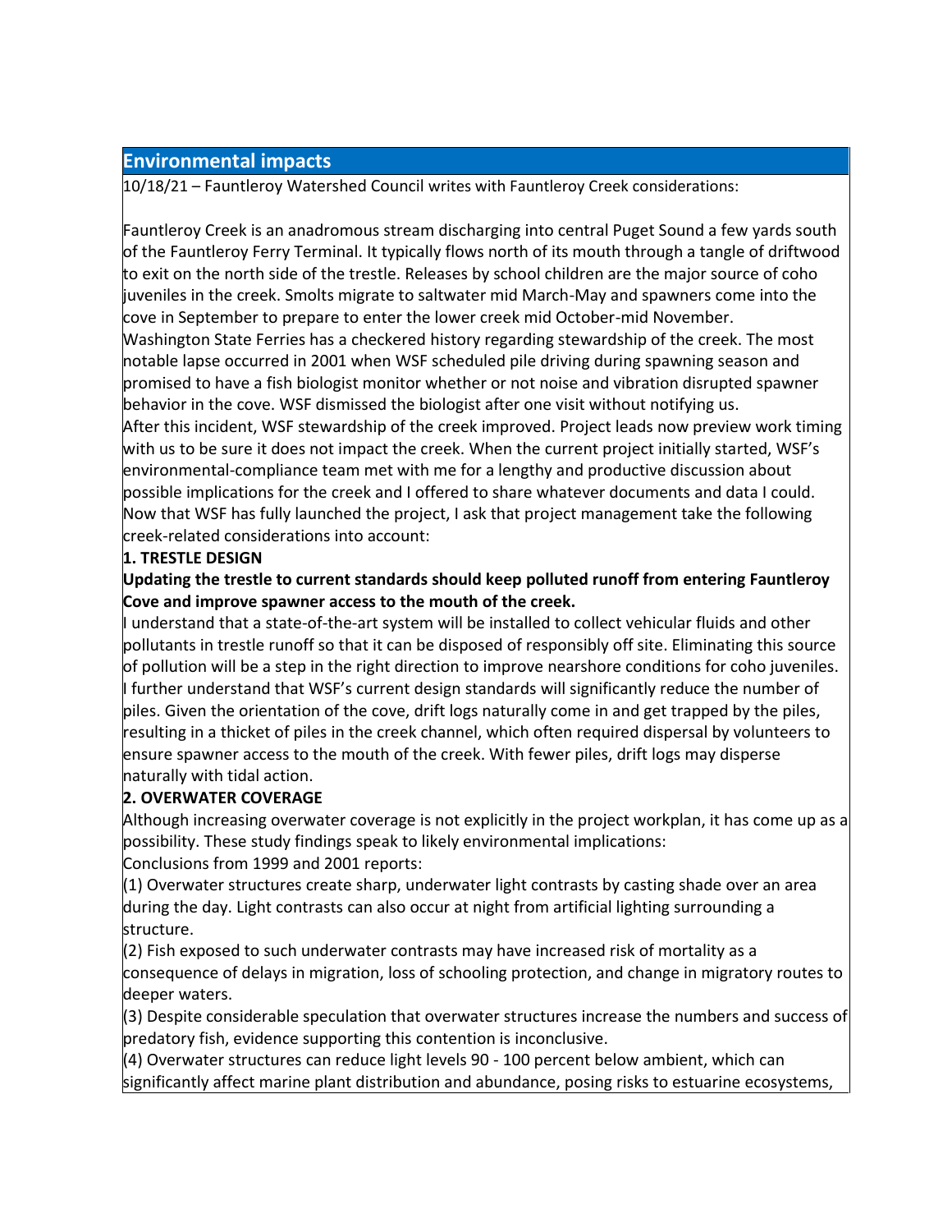## Environmental impacts

10/18/21 – Fauntleroy Watershed Council writes with Fauntleroy Creek considerations:

Fauntleroy Creek is an anadromous stream discharging into central Puget Sound a few yards south of the Fauntleroy Ferry Terminal. It typically flows north of its mouth through a tangle of driftwood to exit on the north side of the trestle. Releases by school children are the major source of coho juveniles in the creek. Smolts migrate to saltwater mid March-May and spawners come into the cove in September to prepare to enter the lower creek mid October-mid November.

Washington State Ferries has a checkered history regarding stewardship of the creek. The most notable lapse occurred in 2001 when WSF scheduled pile driving during spawning season and promised to have a fish biologist monitor whether or not noise and vibration disrupted spawner behavior in the cove. WSF dismissed the biologist after one visit without notifying us.

After this incident, WSF stewardship of the creek improved. Project leads now preview work timing with us to be sure it does not impact the creek. When the current project initially started, WSF's environmental-compliance team met with me for a lengthy and productive discussion about possible implications for the creek and I offered to share whatever documents and data I could. Now that WSF has fully launched the project, I ask that project management take the following creek-related considerations into account:

**1. TRESTLE DESIGN**

**Updating the trestle to current standards should keep polluted runoff from entering Fauntleroy Cove and improve spawner access to the mouth of the creek.**

I understand that a state-of-the-art system will be installed to collect vehicular fluids and other pollutants in trestle runoff so that it can be disposed of responsibly off site. Eliminating this source of pollution will be a step in the right direction to improve nearshore conditions for coho juveniles. I further understand that WSF's current design standards will significantly reduce the number of piles. Given the orientation of the cove, drift logs naturally come in and get trapped by the piles, resulting in a thicket of piles in the creek channel, which often required dispersal by volunteers to ensure spawner access to the mouth of the creek. With fewer piles, drift logs may disperse naturally with tidal action.

**2. OVERWATER COVERAGE**

Although increasing overwater coverage is not explicitly in the project workplan, it has come up as a possibility. These study findings speak to likely environmental implications:

Conclusions from 1999 and 2001 reports:

(1) Overwater structures create sharp, underwater light contrasts by casting shade over an area during the day. Light contrasts can also occur at night from artificial lighting surrounding a structure.

(2) Fish exposed to such underwater contrasts may have increased risk of mortality as a consequence of delays in migration, loss of schooling protection, and change in migratory routes to deeper waters.

(3) Despite considerable speculation that overwater structures increase the numbers and success of predatory fish, evidence supporting this contention is inconclusive.

(4) Overwater structures can reduce light levels 90 - 100 percent below ambient, which can significantly affect marine plant distribution and abundance, posing risks to estuarine ecosystems,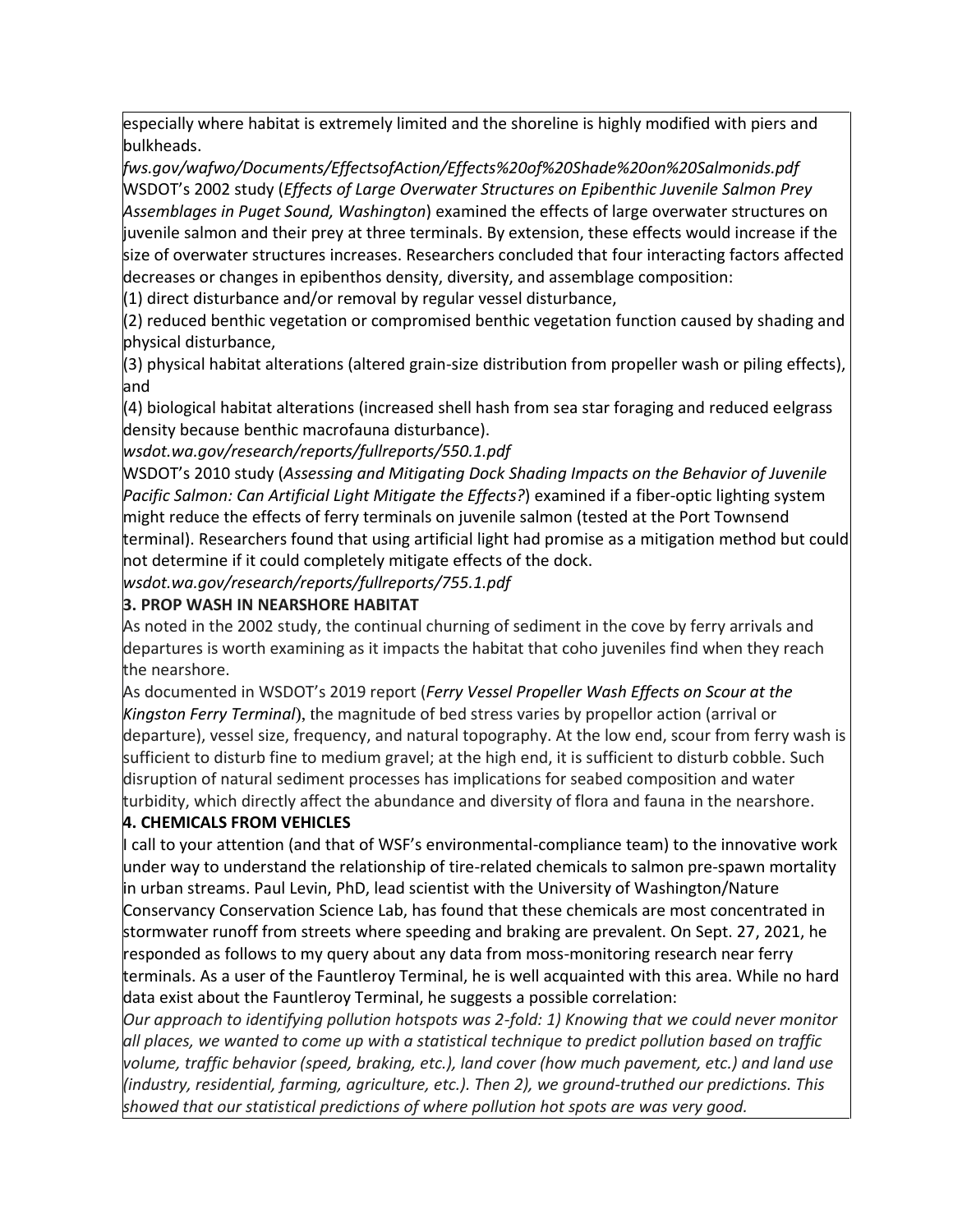especially where habitat is extremely limited and the shoreline is highly modified with piers and bulkheads.

*fws.gov/wafwo/Documents/EffectsofAction/Effects%20of%20Shade%20on%20Salmonids.pdf*

WSDOT's 2002 study (*Effects of Large Overwater Structures on Epibenthic Juvenile Salmon Prey Assemblages in Puget Sound, Washington*) examined the effects of large overwater structures on juvenile salmon and their prey at three terminals. By extension, these effects would increase if the size of overwater structures increases. Researchers concluded that four interacting factors affected decreases or changes in epibenthos density, diversity, and assemblage composition:

(1) direct disturbance and/or removal by regular vessel disturbance,

(2) reduced benthic vegetation or compromised benthic vegetation function caused by shading and physical disturbance,

(3) physical habitat alterations (altered grain-size distribution from propeller wash or piling effects), and

(4) biological habitat alterations (increased shell hash from sea star foraging and reduced eelgrass density because benthic macrofauna disturbance).

*wsdot.wa.gov/research/reports/fullreports/550.1.pdf*

WSDOT's 2010 study (*Assessing and Mitigating Dock Shading Impacts on the Behavior of Juvenile Pacific Salmon: Can Artificial Light Mitigate the Effects?*) examined if a fiber-optic lighting system might reduce the effects of ferry terminals on juvenile salmon (tested at the Port Townsend terminal). Researchers found that using artificial light had promise as a mitigation method but could not determine if it could completely mitigate effects of the dock.

*wsdot.wa.gov/research/reports/fullreports/755.1.pdf*

**3. PROP WASH IN NEARSHORE HABITAT**

As noted in the 2002 study, the continual churning of sediment in the cove by ferry arrivals and departures is worth examining as it impacts the habitat that coho juveniles find when they reach the nearshore.

As documented in WSDOT's 2019 report (*Ferry Vessel Propeller Wash Effects on Scour at the Kingston Ferry Terminal*), the magnitude of bed stress varies by propellor action (arrival or departure), vessel size, frequency, and natural topography. At the low end, scour from ferry wash is sufficient to disturb fine to medium gravel; at the high end, it is sufficient to disturb cobble. Such disruption of natural sediment processes has implications for seabed composition and water turbidity, which directly affect the abundance and diversity of flora and fauna in the nearshore.

**4. CHEMICALS FROM VEHICLES**

I call to your attention (and that of WSF's environmental-compliance team) to the innovative work under way to understand the relationship of tire-related chemicals to salmon pre-spawn mortality in urban streams. Paul Levin, PhD, lead scientist with the University of Washington/Nature Conservancy Conservation Science Lab, has found that these chemicals are most concentrated in stormwater runoff from streets where speeding and braking are prevalent. On Sept. 27, 2021, he responded as follows to my query about any data from moss-monitoring research near ferry terminals. As a user of the Fauntleroy Terminal, he is well acquainted with this area. While no hard data exist about the Fauntleroy Terminal, he suggests a possible correlation:

*Our approach to identifying pollution hotspots was 2-fold: 1) Knowing that we could never monitor all places, we wanted to come up with a statistical technique to predict pollution based on traffic volume, traffic behavior (speed, braking, etc.), land cover (how much pavement, etc.) and land use (industry, residential, farming, agriculture, etc.). Then 2), we ground-truthed our predictions. This showed that our statistical predictions of where pollution hot spots are was very good.*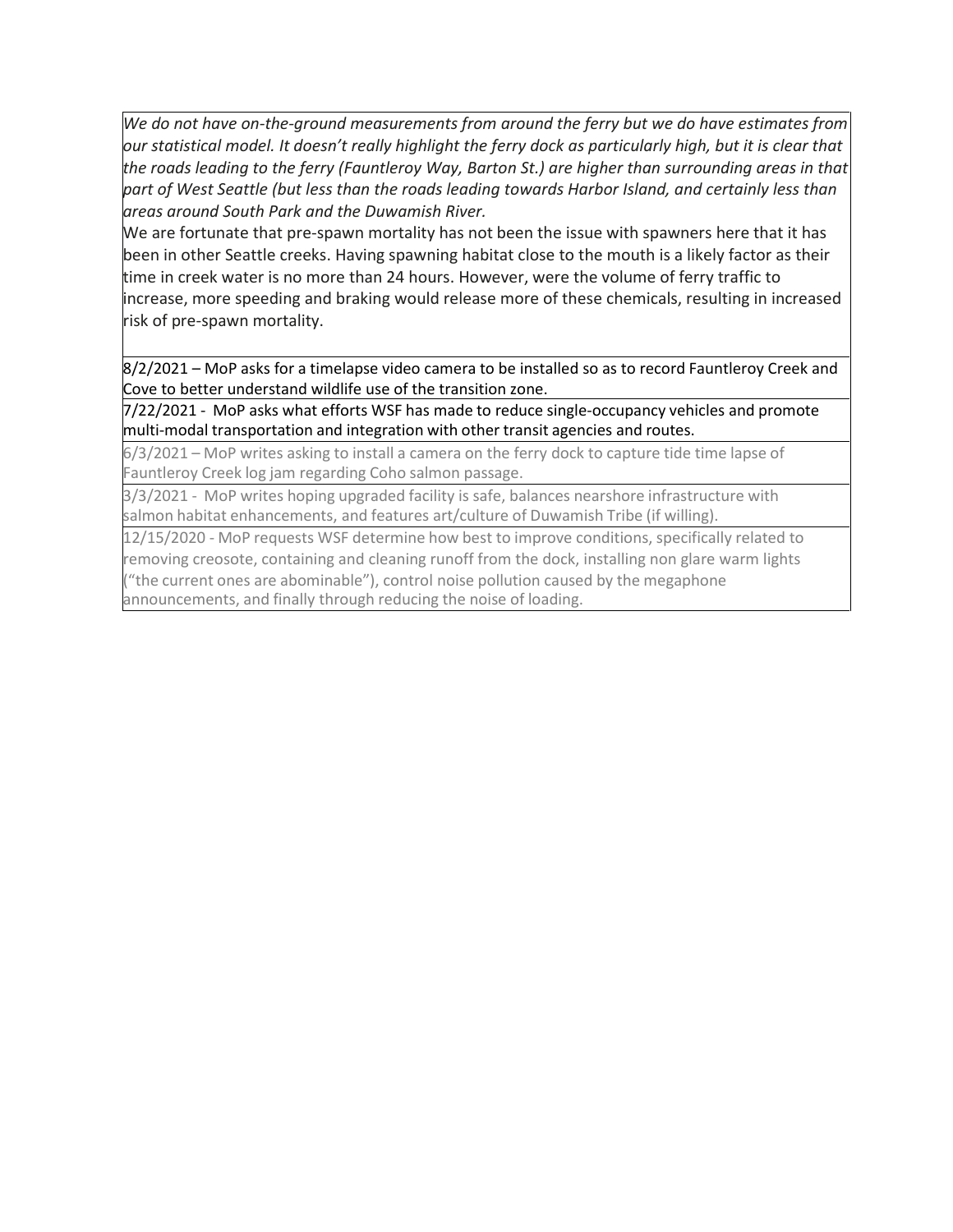*We do not have on-the-ground measurements from around the ferry but we do have estimates from our statistical model. It doesn't really highlight the ferry dock as particularly high, but it is clear that the roads leading to the ferry (Fauntleroy Way, Barton St.) are higher than surrounding areas in that part of West Seattle (but less than the roads leading towards Harbor Island, and certainly less than areas around South Park and the Duwamish River.*

We are fortunate that pre-spawn mortality has not been the issue with spawners here that it has been in other Seattle creeks. Having spawning habitat close to the mouth is a likely factor as their time in creek water is no more than 24 hours. However, were the volume of ferry traffic to increase, more speeding and braking would release more of these chemicals, resulting in increased risk of pre-spawn mortality.

8/2/2021 – MoP asks for a timelapse video camera to be installed so as to record Fauntleroy Creek and Cove to better understand wildlife use of the transition zone.

7/22/2021 - MoP asks what efforts WSF has made to reduce single-occupancy vehicles and promote multi-modal transportation and integration with other transit agencies and routes.

6/3/2021 – MoP writes asking to install a camera on the ferry dock to capture tide time lapse of Fauntleroy Creek log jam regarding Coho salmon passage.

3/3/2021 - MoP writes hoping upgraded facility is safe, balances nearshore infrastructure with salmon habitat enhancements, and features art/culture of Duwamish Tribe (if willing).

12/15/2020 - MoP requests WSF determine how best to improve conditions, specifically related to removing creosote, containing and cleaning runoff from the dock, installing non glare warm lights ("the current ones are abominable"), control noise pollution caused by the megaphone announcements, and finally through reducing the noise of loading.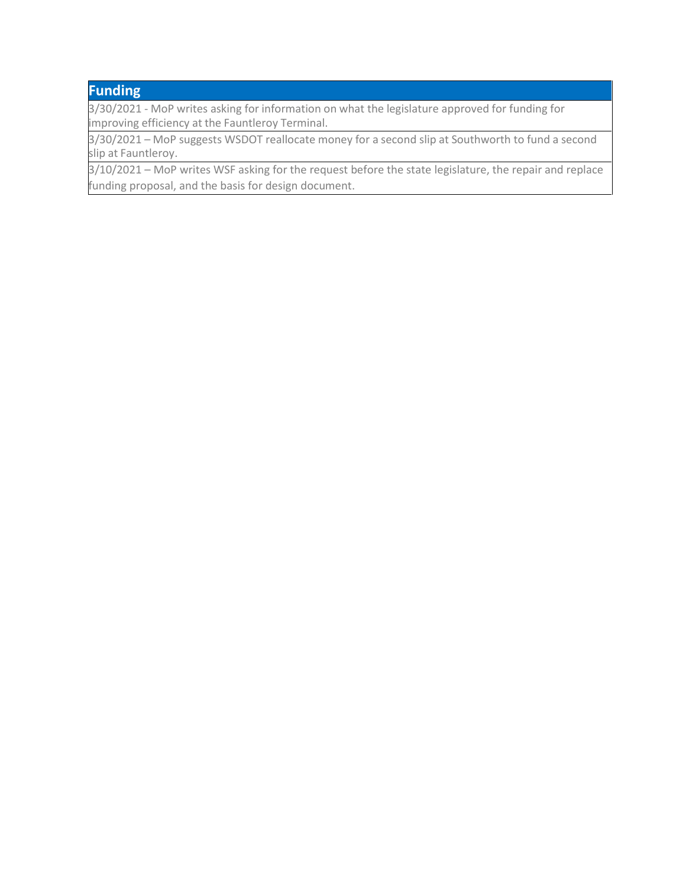| Funding |
| --- |
| 3/30/2021 - MoP writes asking for information on what the legislature approved for funding for improving efficiency at the Fauntleroy Terminal. |
| 3/30/2021 – MoP suggests WSDOT reallocate money for a second slip at Southworth to fund a second slip at Fauntleroy. |
| 3/10/2021 – MoP writes WSF asking for the request before the state legislature, the repair and replace funding proposal, and the basis for design document. |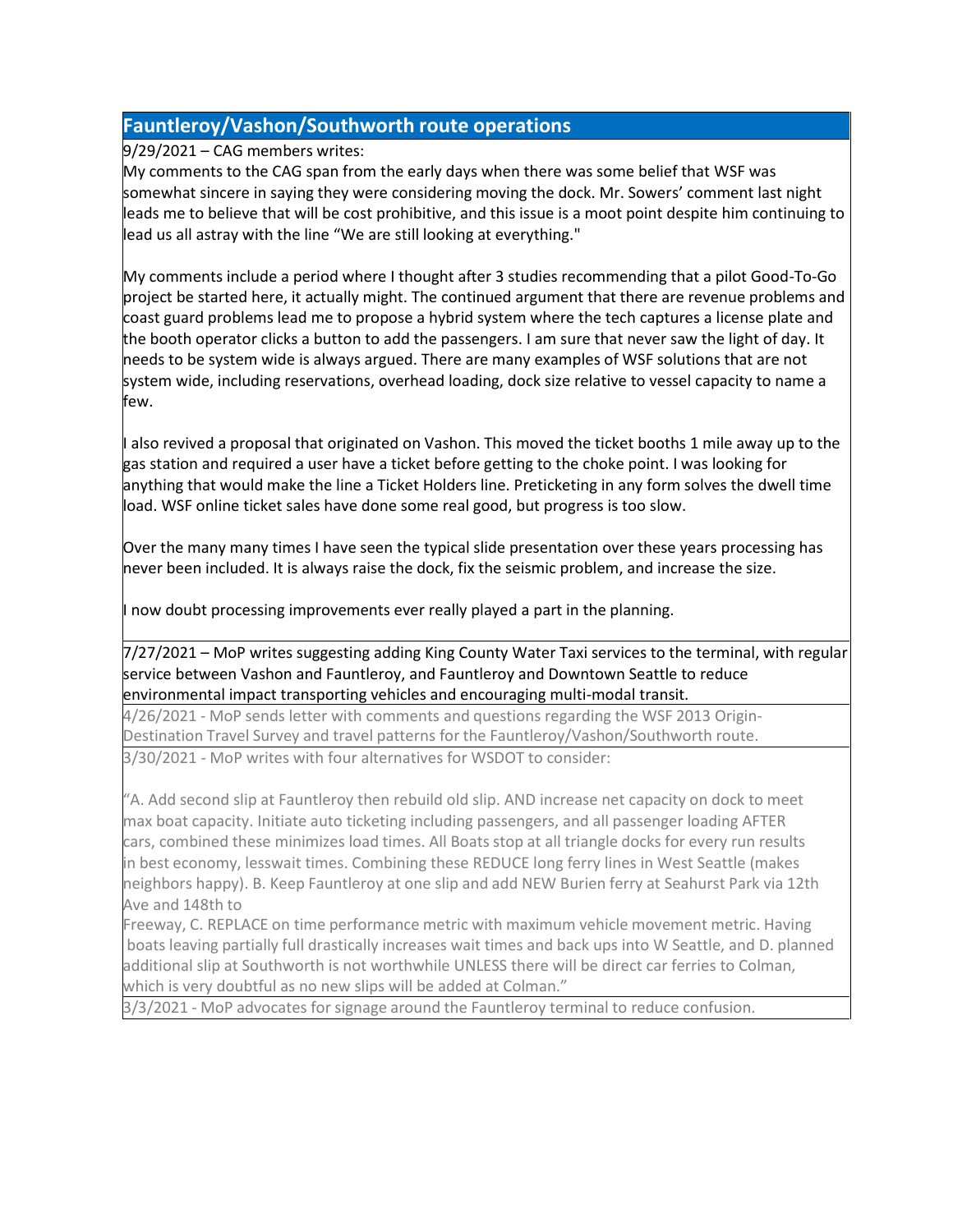## Fauntleroy/Vashon/Southworth route operations

9/29/2021 – CAG members writes:

My comments to the CAG span from the early days when there was some belief that WSF was somewhat sincere in saying they were considering moving the dock. Mr. Sowers' comment last night leads me to believe that will be cost prohibitive, and this issue is a moot point despite him continuing to lead us all astray with the line "We are still looking at everything."

My comments include a period where I thought after 3 studies recommending that a pilot Good-To-Go project be started here, it actually might. The continued argument that there are revenue problems and coast guard problems lead me to propose a hybrid system where the tech captures a license plate and the booth operator clicks a button to add the passengers. I am sure that never saw the light of day. It needs to be system wide is always argued. There are many examples of WSF solutions that are not system wide, including reservations, overhead loading, dock size relative to vessel capacity to name a few.

I also revived a proposal that originated on Vashon. This moved the ticket booths 1 mile away up to the gas station and required a user have a ticket before getting to the choke point. I was looking for anything that would make the line a Ticket Holders line. Preticketing in any form solves the dwell time load. WSF online ticket sales have done some real good, but progress is too slow.

Over the many many times I have seen the typical slide presentation over these years processing has never been included. It is always raise the dock, fix the seismic problem, and increase the size.

I now doubt processing improvements ever really played a part in the planning.

7/27/2021 – MoP writes suggesting adding King County Water Taxi services to the terminal, with regular service between Vashon and Fauntleroy, and Fauntleroy and Downtown Seattle to reduce environmental impact transporting vehicles and encouraging multi-modal transit.

4/26/2021 - MoP sends letter with comments and questions regarding the WSF 2013 Origin-Destination Travel Survey and travel patterns for the Fauntleroy/Vashon/Southworth route.

3/30/2021 - MoP writes with four alternatives for WSDOT to consider:

"A. Add second slip at Fauntleroy then rebuild old slip. AND increase net capacity on dock to meet max boat capacity. Initiate auto ticketing including passengers, and all passenger loading AFTER cars, combined these minimizes load times. All Boats stop at all triangle docks for every run results in best economy, lesswait times. Combining these REDUCE long ferry lines in West Seattle (makes neighbors happy). B. Keep Fauntleroy at one slip and add NEW Burien ferry at Seahurst Park via 12th Ave and 148th to Freeway, C. REPLACE on time performance metric with maximum vehicle movement metric. Having boats leaving partially full drastically increases wait times and back ups into W Seattle, and D. planned additional slip at Southworth is not worthwhile UNLESS there will be direct car ferries to Colman, which is very doubtful as no new slips will be added at Colman."

3/3/2021 - MoP advocates for signage around the Fauntleroy terminal to reduce confusion.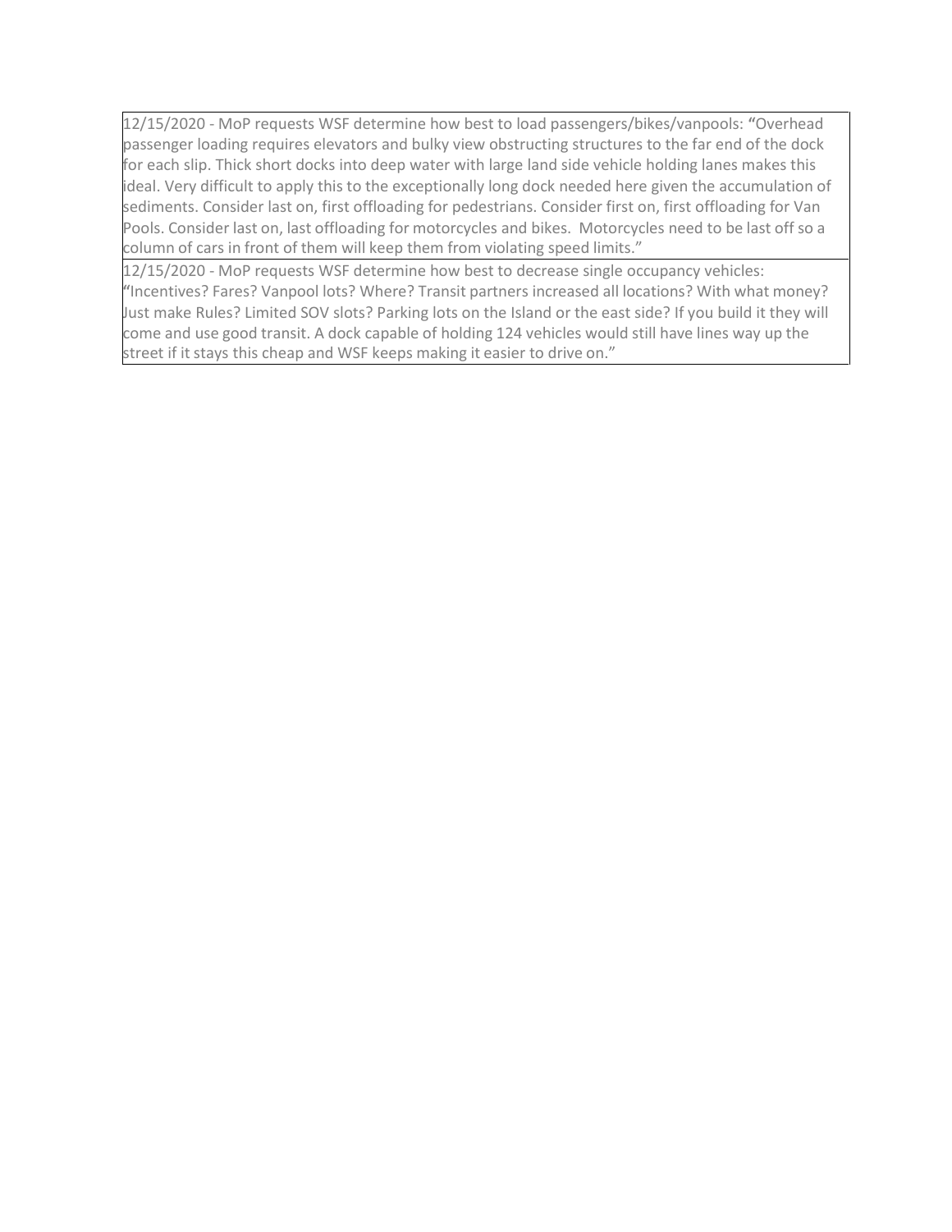| |
|---|
| 12/15/2020 - MoP requests WSF determine how best to load passengers/bikes/vanpools: "Overhead passenger loading requires elevators and bulky view obstructing structures to the far end of the dock for each slip. Thick short docks into deep water with large land side vehicle holding lanes makes this ideal. Very difficult to apply this to the exceptionally long dock needed here given the accumulation of sediments. Consider last on, first offloading for pedestrians. Consider first on, first offloading for Van Pools. Consider last on, last offloading for motorcycles and bikes. Motorcycles need to be last off so a column of cars in front of them will keep them from violating speed limits." |
| 12/15/2020 - MoP requests WSF determine how best to decrease single occupancy vehicles: "Incentives? Fares? Vanpool lots? Where? Transit partners increased all locations? With what money? Just make Rules? Limited SOV slots? Parking lots on the Island or the east side? If you build it they will come and use good transit. A dock capable of holding 124 vehicles would still have lines way up the street if it stays this cheap and WSF keeps making it easier to drive on." |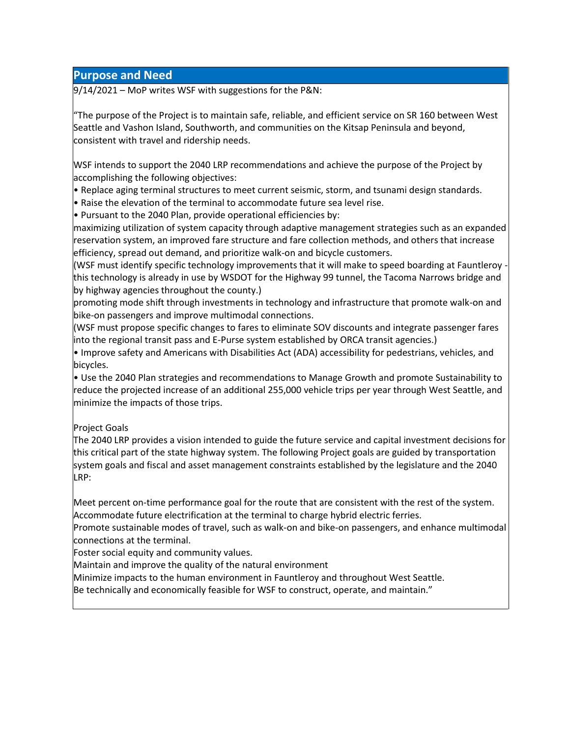## Purpose and Need

9/14/2021 – MoP writes WSF with suggestions for the P&N:

"The purpose of the Project is to maintain safe, reliable, and efficient service on SR 160 between West Seattle and Vashon Island, Southworth, and communities on the Kitsap Peninsula and beyond, consistent with travel and ridership needs.

WSF intends to support the 2040 LRP recommendations and achieve the purpose of the Project by accomplishing the following objectives:

- Replace aging terminal structures to meet current seismic, storm, and tsunami design standards.
- Raise the elevation of the terminal to accommodate future sea level rise.
- Pursuant to the 2040 Plan, provide operational efficiencies by:

maximizing utilization of system capacity through adaptive management strategies such as an expanded reservation system, an improved fare structure and fare collection methods, and others that increase efficiency, spread out demand, and prioritize walk-on and bicycle customers.

(WSF must identify specific technology improvements that it will make to speed boarding at Fauntleroy - this technology is already in use by WSDOT for the Highway 99 tunnel, the Tacoma Narrows bridge and by highway agencies throughout the county.)

promoting mode shift through investments in technology and infrastructure that promote walk-on and bike-on passengers and improve multimodal connections.

(WSF must propose specific changes to fares to eliminate SOV discounts and integrate passenger fares into the regional transit pass and E-Purse system established by ORCA transit agencies.)

- Improve safety and Americans with Disabilities Act (ADA) accessibility for pedestrians, vehicles, and bicycles.
- Use the 2040 Plan strategies and recommendations to Manage Growth and promote Sustainability to reduce the projected increase of an additional 255,000 vehicle trips per year through West Seattle, and minimize the impacts of those trips.

Project Goals

The 2040 LRP provides a vision intended to guide the future service and capital investment decisions for this critical part of the state highway system. The following Project goals are guided by transportation system goals and fiscal and asset management constraints established by the legislature and the 2040 LRP:

Meet percent on-time performance goal for the route that are consistent with the rest of the system.
Accommodate future electrification at the terminal to charge hybrid electric ferries.
Promote sustainable modes of travel, such as walk-on and bike-on passengers, and enhance multimodal connections at the terminal.
Foster social equity and community values.
Maintain and improve the quality of the natural environment
Minimize impacts to the human environment in Fauntleroy and throughout West Seattle.
Be technically and economically feasible for WSF to construct, operate, and maintain."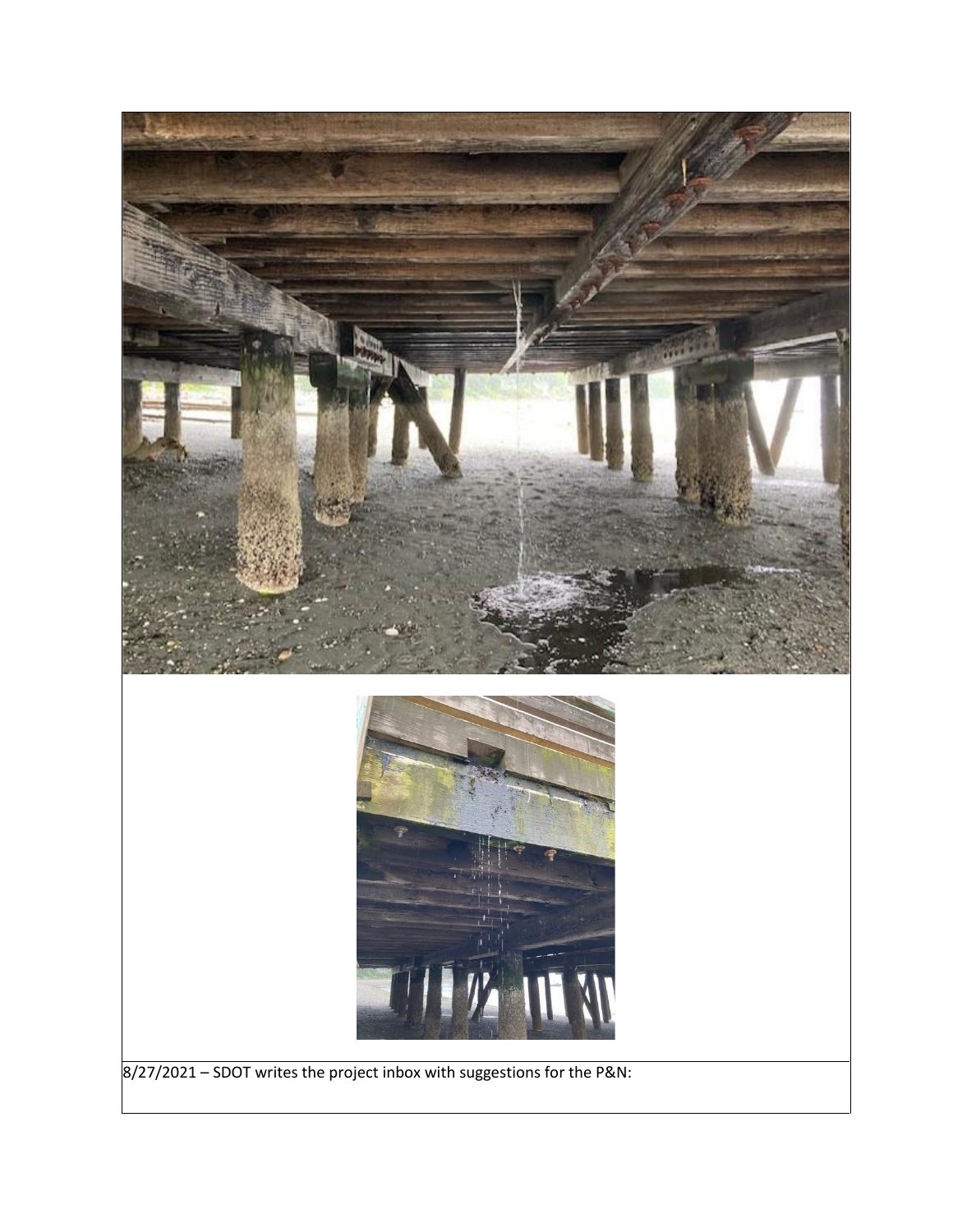8/27/2021 – SDOT writes the project inbox with suggestions for the P&N: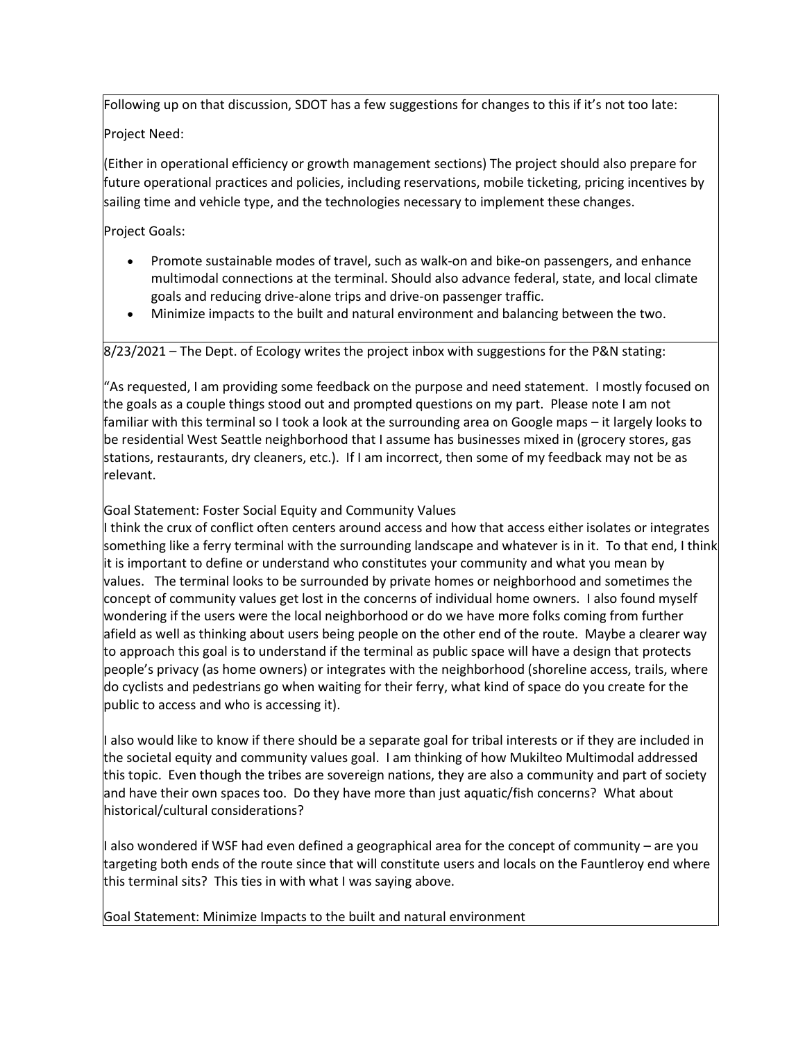Following up on that discussion, SDOT has a few suggestions for changes to this if it's not too late:

Project Need:

(Either in operational efficiency or growth management sections) The project should also prepare for future operational practices and policies, including reservations, mobile ticketing, pricing incentives by sailing time and vehicle type, and the technologies necessary to implement these changes.

Project Goals:

- Promote sustainable modes of travel, such as walk-on and bike-on passengers, and enhance multimodal connections at the terminal. Should also advance federal, state, and local climate goals and reducing drive-alone trips and drive-on passenger traffic.
- Minimize impacts to the built and natural environment and balancing between the two.

8/23/2021 – The Dept. of Ecology writes the project inbox with suggestions for the P&N stating:

"As requested, I am providing some feedback on the purpose and need statement. I mostly focused on the goals as a couple things stood out and prompted questions on my part. Please note I am not familiar with this terminal so I took a look at the surrounding area on Google maps – it largely looks to be residential West Seattle neighborhood that I assume has businesses mixed in (grocery stores, gas stations, restaurants, dry cleaners, etc.). If I am incorrect, then some of my feedback may not be as relevant.

Goal Statement: Foster Social Equity and Community Values
I think the crux of conflict often centers around access and how that access either isolates or integrates something like a ferry terminal with the surrounding landscape and whatever is in it. To that end, I think it is important to define or understand who constitutes your community and what you mean by values. The terminal looks to be surrounded by private homes or neighborhood and sometimes the concept of community values get lost in the concerns of individual home owners. I also found myself wondering if the users were the local neighborhood or do we have more folks coming from further afield as well as thinking about users being people on the other end of the route. Maybe a clearer way to approach this goal is to understand if the terminal as public space will have a design that protects people's privacy (as home owners) or integrates with the neighborhood (shoreline access, trails, where do cyclists and pedestrians go when waiting for their ferry, what kind of space do you create for the public to access and who is accessing it).

I also would like to know if there should be a separate goal for tribal interests or if they are included in the societal equity and community values goal. I am thinking of how Mukilteo Multimodal addressed this topic. Even though the tribes are sovereign nations, they are also a community and part of society and have their own spaces too. Do they have more than just aquatic/fish concerns? What about historical/cultural considerations?

I also wondered if WSF had even defined a geographical area for the concept of community – are you targeting both ends of the route since that will constitute users and locals on the Fauntleroy end where this terminal sits? This ties in with what I was saying above.

Goal Statement: Minimize Impacts to the built and natural environment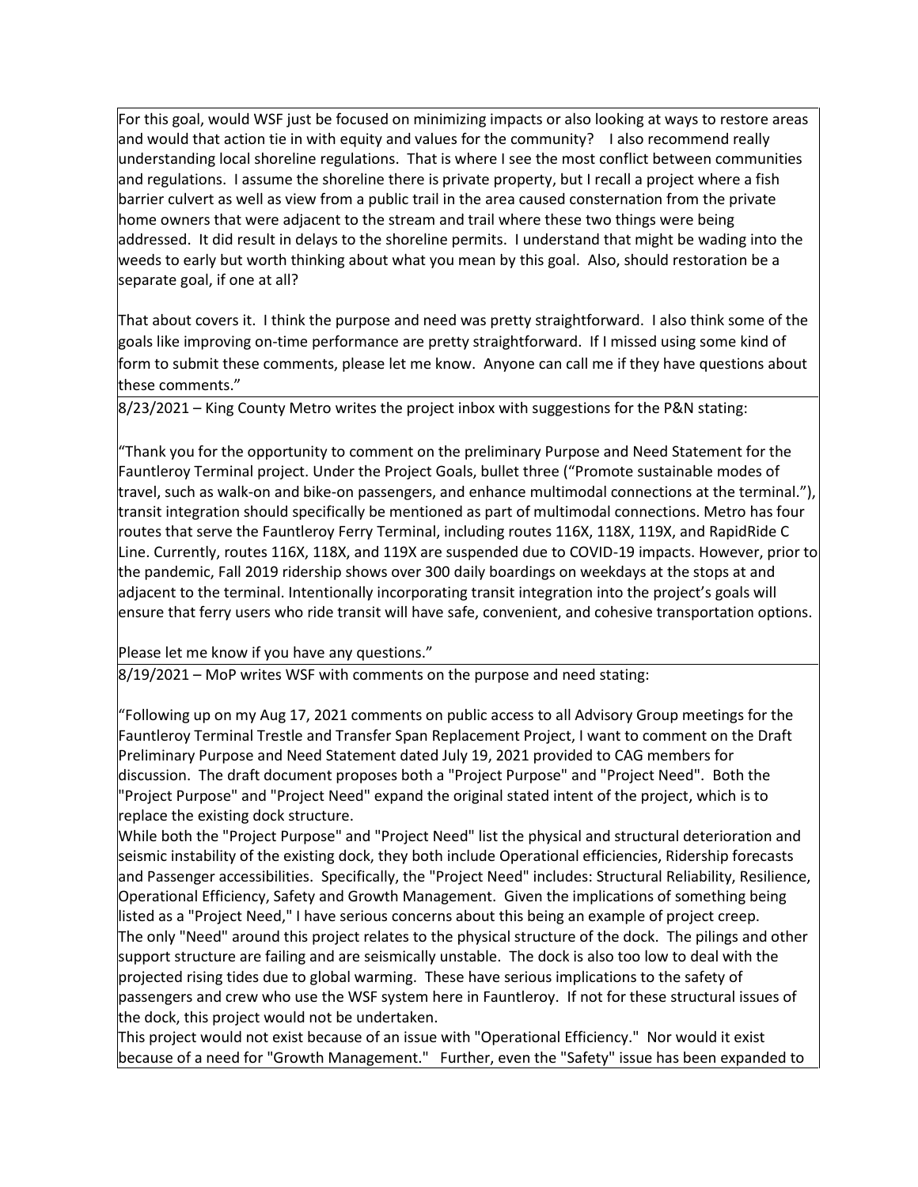For this goal, would WSF just be focused on minimizing impacts or also looking at ways to restore areas and would that action tie in with equity and values for the community? I also recommend really understanding local shoreline regulations. That is where I see the most conflict between communities and regulations. I assume the shoreline there is private property, but I recall a project where a fish barrier culvert as well as view from a public trail in the area caused consternation from the private home owners that were adjacent to the stream and trail where these two things were being addressed. It did result in delays to the shoreline permits. I understand that might be wading into the weeds to early but worth thinking about what you mean by this goal. Also, should restoration be a separate goal, if one at all?

That about covers it. I think the purpose and need was pretty straightforward. I also think some of the goals like improving on-time performance are pretty straightforward. If I missed using some kind of form to submit these comments, please let me know. Anyone can call me if they have questions about these comments."

8/23/2021 – King County Metro writes the project inbox with suggestions for the P&N stating:

"Thank you for the opportunity to comment on the preliminary Purpose and Need Statement for the Fauntleroy Terminal project. Under the Project Goals, bullet three ("Promote sustainable modes of travel, such as walk-on and bike-on passengers, and enhance multimodal connections at the terminal."), transit integration should specifically be mentioned as part of multimodal connections. Metro has four routes that serve the Fauntleroy Ferry Terminal, including routes 116X, 118X, 119X, and RapidRide C Line. Currently, routes 116X, 118X, and 119X are suspended due to COVID-19 impacts. However, prior to the pandemic, Fall 2019 ridership shows over 300 daily boardings on weekdays at the stops at and adjacent to the terminal. Intentionally incorporating transit integration into the project's goals will ensure that ferry users who ride transit will have safe, convenient, and cohesive transportation options.

Please let me know if you have any questions."

8/19/2021 – MoP writes WSF with comments on the purpose and need stating:

"Following up on my Aug 17, 2021 comments on public access to all Advisory Group meetings for the Fauntleroy Terminal Trestle and Transfer Span Replacement Project, I want to comment on the Draft Preliminary Purpose and Need Statement dated July 19, 2021 provided to CAG members for discussion. The draft document proposes both a "Project Purpose" and "Project Need". Both the "Project Purpose" and "Project Need" expand the original stated intent of the project, which is to replace the existing dock structure.

While both the "Project Purpose" and "Project Need" list the physical and structural deterioration and seismic instability of the existing dock, they both include Operational efficiencies, Ridership forecasts and Passenger accessibilities. Specifically, the "Project Need" includes: Structural Reliability, Resilience, Operational Efficiency, Safety and Growth Management. Given the implications of something being listed as a "Project Need," I have serious concerns about this being an example of project creep.

The only "Need" around this project relates to the physical structure of the dock. The pilings and other support structure are failing and are seismically unstable. The dock is also too low to deal with the projected rising tides due to global warming. These have serious implications to the safety of passengers and crew who use the WSF system here in Fauntleroy. If not for these structural issues of the dock, this project would not be undertaken.

This project would not exist because of an issue with "Operational Efficiency." Nor would it exist because of a need for "Growth Management." Further, even the "Safety" issue has been expanded to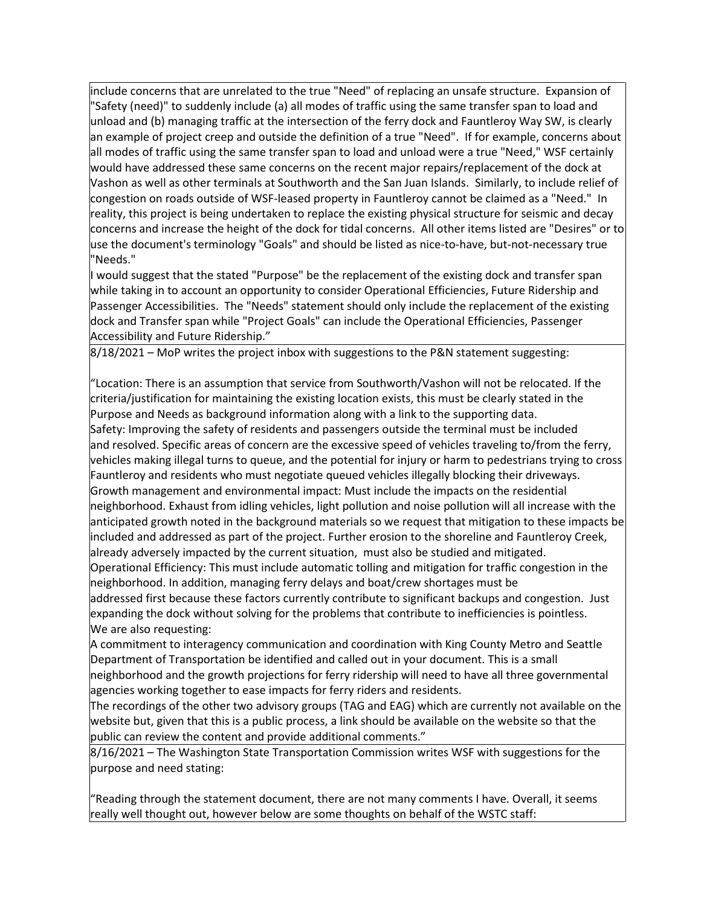include concerns that are unrelated to the true "Need" of replacing an unsafe structure. Expansion of "Safety (need)" to suddenly include (a) all modes of traffic using the same transfer span to load and unload and (b) managing traffic at the intersection of the ferry dock and Fauntleroy Way SW, is clearly an example of project creep and outside the definition of a true "Need". If for example, concerns about all modes of traffic using the same transfer span to load and unload were a true "Need," WSF certainly would have addressed these same concerns on the recent major repairs/replacement of the dock at Vashon as well as other terminals at Southworth and the San Juan Islands. Similarly, to include relief of congestion on roads outside of WSF-leased property in Fauntleroy cannot be claimed as a "Need." In reality, this project is being undertaken to replace the existing physical structure for seismic and decay concerns and increase the height of the dock for tidal concerns. All other items listed are "Desires" or to use the document's terminology "Goals" and should be listed as nice-to-have, but-not-necessary true "Needs."

I would suggest that the stated "Purpose" be the replacement of the existing dock and transfer span while taking in to account an opportunity to consider Operational Efficiencies, Future Ridership and Passenger Accessibilities. The "Needs" statement should only include the replacement of the existing dock and Transfer span while "Project Goals" can include the Operational Efficiencies, Passenger Accessibility and Future Ridership."

8/18/2021 – MoP writes the project inbox with suggestions to the P&N statement suggesting:

"Location: There is an assumption that service from Southworth/Vashon will not be relocated. If the criteria/justification for maintaining the existing location exists, this must be clearly stated in the Purpose and Needs as background information along with a link to the supporting data.
Safety: Improving the safety of residents and passengers outside the terminal must be included and resolved. Specific areas of concern are the excessive speed of vehicles traveling to/from the ferry, vehicles making illegal turns to queue, and the potential for injury or harm to pedestrians trying to cross Fauntleroy and residents who must negotiate queued vehicles illegally blocking their driveways.
Growth management and environmental impact: Must include the impacts on the residential neighborhood. Exhaust from idling vehicles, light pollution and noise pollution will all increase with the anticipated growth noted in the background materials so we request that mitigation to these impacts be included and addressed as part of the project. Further erosion to the shoreline and Fauntleroy Creek, already adversely impacted by the current situation, must also be studied and mitigated.
Operational Efficiency: This must include automatic tolling and mitigation for traffic congestion in the neighborhood. In addition, managing ferry delays and boat/crew shortages must be addressed first because these factors currently contribute to significant backups and congestion. Just expanding the dock without solving for the problems that contribute to inefficiencies is pointless.
We are also requesting:
A commitment to interagency communication and coordination with King County Metro and Seattle Department of Transportation be identified and called out in your document. This is a small neighborhood and the growth projections for ferry ridership will need to have all three governmental agencies working together to ease impacts for ferry riders and residents.
The recordings of the other two advisory groups (TAG and EAG) which are currently not available on the website but, given that this is a public process, a link should be available on the website so that the public can review the content and provide additional comments."

8/16/2021 – The Washington State Transportation Commission writes WSF with suggestions for the purpose and need stating:

"Reading through the statement document, there are not many comments I have. Overall, it seems really well thought out, however below are some thoughts on behalf of the WSTC staff: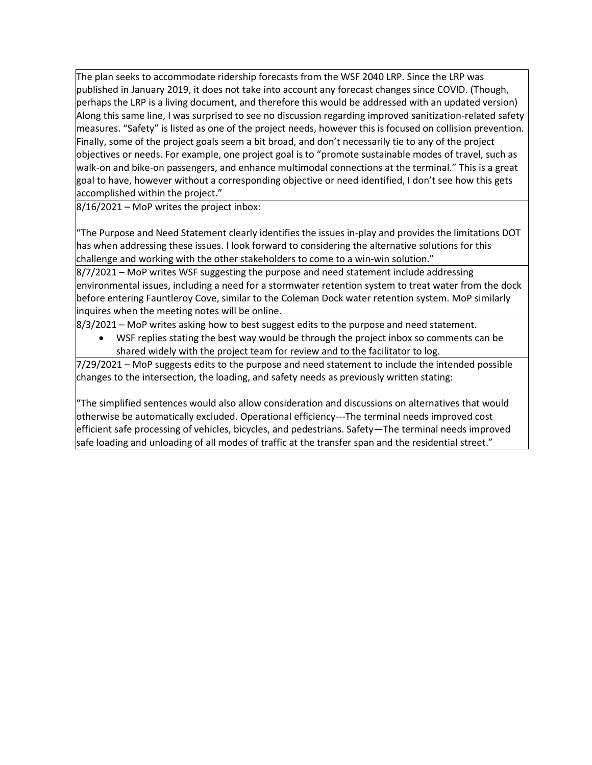| |
|---|
| The plan seeks to accommodate ridership forecasts from the WSF 2040 LRP. Since the LRP was published in January 2019, it does not take into account any forecast changes since COVID. (Though, perhaps the LRP is a living document, and therefore this would be addressed with an updated version) Along this same line, I was surprised to see no discussion regarding improved sanitization-related safety measures. "Safety" is listed as one of the project needs, however this is focused on collision prevention. Finally, some of the project goals seem a bit broad, and don't necessarily tie to any of the project objectives or needs. For example, one project goal is to "promote sustainable modes of travel, such as walk-on and bike-on passengers, and enhance multimodal connections at the terminal." This is a great goal to have, however without a corresponding objective or need identified, I don't see how this gets accomplished within the project." |
| 8/16/2021 – MoP writes the project inbox:<br><br>"The Purpose and Need Statement clearly identifies the issues in-play and provides the limitations DOT has when addressing these issues. I look forward to considering the alternative solutions for this challenge and working with the other stakeholders to come to a win-win solution." |
| 8/7/2021 – MoP writes WSF suggesting the purpose and need statement include addressing environmental issues, including a need for a stormwater retention system to treat water from the dock before entering Fauntleroy Cove, similar to the Coleman Dock water retention system. MoP similarly inquires when the meeting notes will be online. |
| 8/3/2021 – MoP writes asking how to best suggest edits to the purpose and need statement.<br>• WSF replies stating the best way would be through the project inbox so comments can be shared widely with the project team for review and to the facilitator to log. |
| 7/29/2021 – MoP suggests edits to the purpose and need statement to include the intended possible changes to the intersection, the loading, and safety needs as previously written stating:<br><br>"The simplified sentences would also allow consideration and discussions on alternatives that would otherwise be automatically excluded. Operational efficiency---The terminal needs improved cost efficient safe processing of vehicles, bicycles, and pedestrians. Safety—The terminal needs improved safe loading and unloading of all modes of traffic at the transfer span and the residential street." |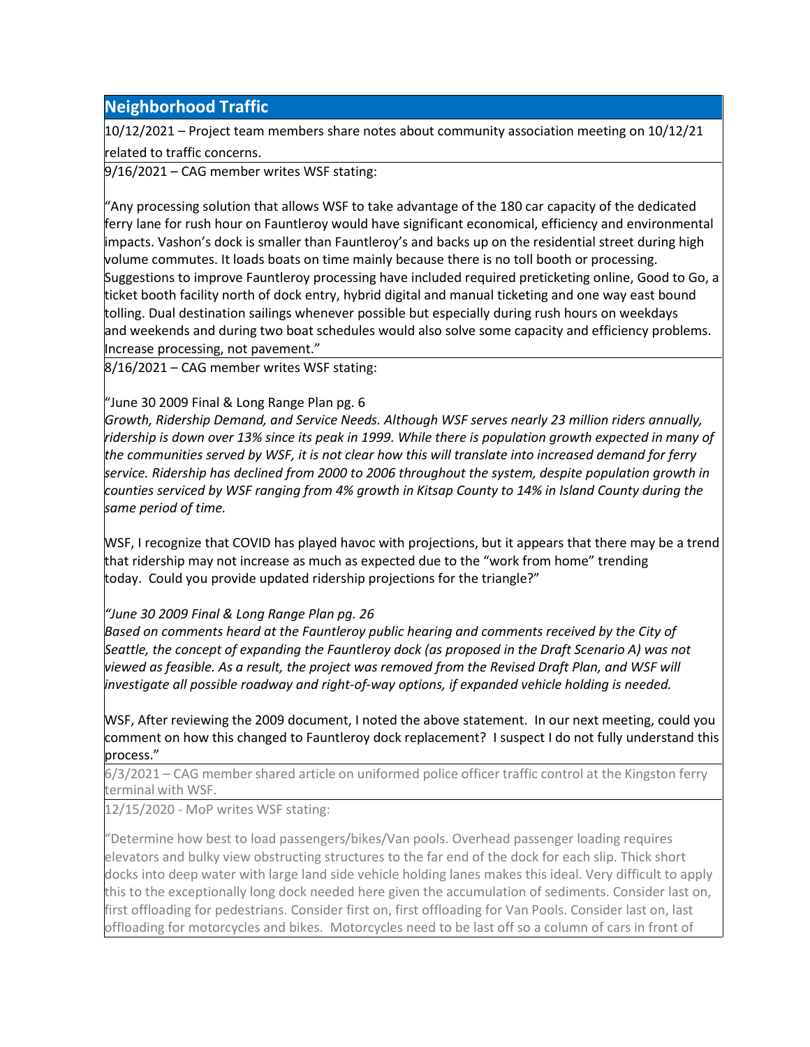## Neighborhood Traffic

10/12/2021 – Project team members share notes about community association meeting on 10/12/21 related to traffic concerns.

9/16/2021 – CAG member writes WSF stating:

"Any processing solution that allows WSF to take advantage of the 180 car capacity of the dedicated ferry lane for rush hour on Fauntleroy would have significant economical, efficiency and environmental impacts. Vashon's dock is smaller than Fauntleroy's and backs up on the residential street during high volume commutes. It loads boats on time mainly because there is no toll booth or processing. Suggestions to improve Fauntleroy processing have included required preticketing online, Good to Go, a ticket booth facility north of dock entry, hybrid digital and manual ticketing and one way east bound tolling. Dual destination sailings whenever possible but especially during rush hours on weekdays and weekends and during two boat schedules would also solve some capacity and efficiency problems. Increase processing, not pavement."

8/16/2021 – CAG member writes WSF stating:

"June 30 2009 Final & Long Range Plan pg. 6

*Growth, Ridership Demand, and Service Needs. Although WSF serves nearly 23 million riders annually, ridership is down over 13% since its peak in 1999. While there is population growth expected in many of the communities served by WSF, it is not clear how this will translate into increased demand for ferry service. Ridership has declined from 2000 to 2006 throughout the system, despite population growth in counties serviced by WSF ranging from 4% growth in Kitsap County to 14% in Island County during the same period of time.*

WSF, I recognize that COVID has played havoc with projections, but it appears that there may be a trend that ridership may not increase as much as expected due to the "work from home" trending today. Could you provide updated ridership projections for the triangle?"

*"June 30 2009 Final & Long Range Plan pg. 26*

*Based on comments heard at the Fauntleroy public hearing and comments received by the City of Seattle, the concept of expanding the Fauntleroy dock (as proposed in the Draft Scenario A) was not viewed as feasible. As a result, the project was removed from the Revised Draft Plan, and WSF will investigate all possible roadway and right-of-way options, if expanded vehicle holding is needed.*

WSF, After reviewing the 2009 document, I noted the above statement. In our next meeting, could you comment on how this changed to Fauntleroy dock replacement? I suspect I do not fully understand this process."

6/3/2021 – CAG member shared article on uniformed police officer traffic control at the Kingston ferry terminal with WSF.

12/15/2020 - MoP writes WSF stating:

"Determine how best to load passengers/bikes/Van pools. Overhead passenger loading requires elevators and bulky view obstructing structures to the far end of the dock for each slip. Thick short docks into deep water with large land side vehicle holding lanes makes this ideal. Very difficult to apply this to the exceptionally long dock needed here given the accumulation of sediments. Consider last on, first offloading for pedestrians. Consider first on, first offloading for Van Pools. Consider last on, last offloading for motorcycles and bikes. Motorcycles need to be last off so a column of cars in front of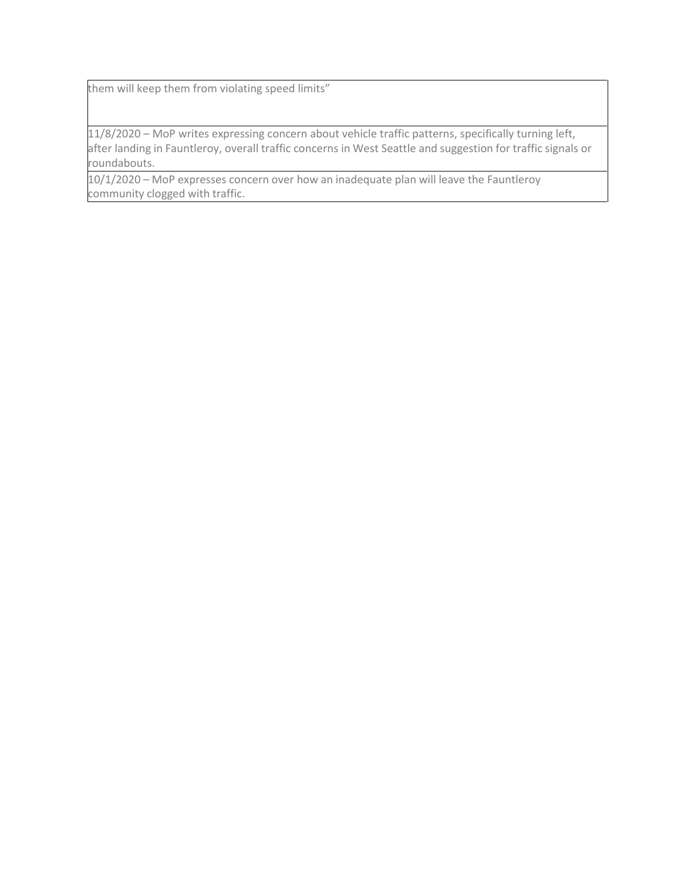| |
|---|
| them will keep them from violating speed limits” |
| 11/8/2020 – MoP writes expressing concern about vehicle traffic patterns, specifically turning left, after landing in Fauntleroy, overall traffic concerns in West Seattle and suggestion for traffic signals or roundabouts. |
| 10/1/2020 – MoP expresses concern over how an inadequate plan will leave the Fauntleroy community clogged with traffic. |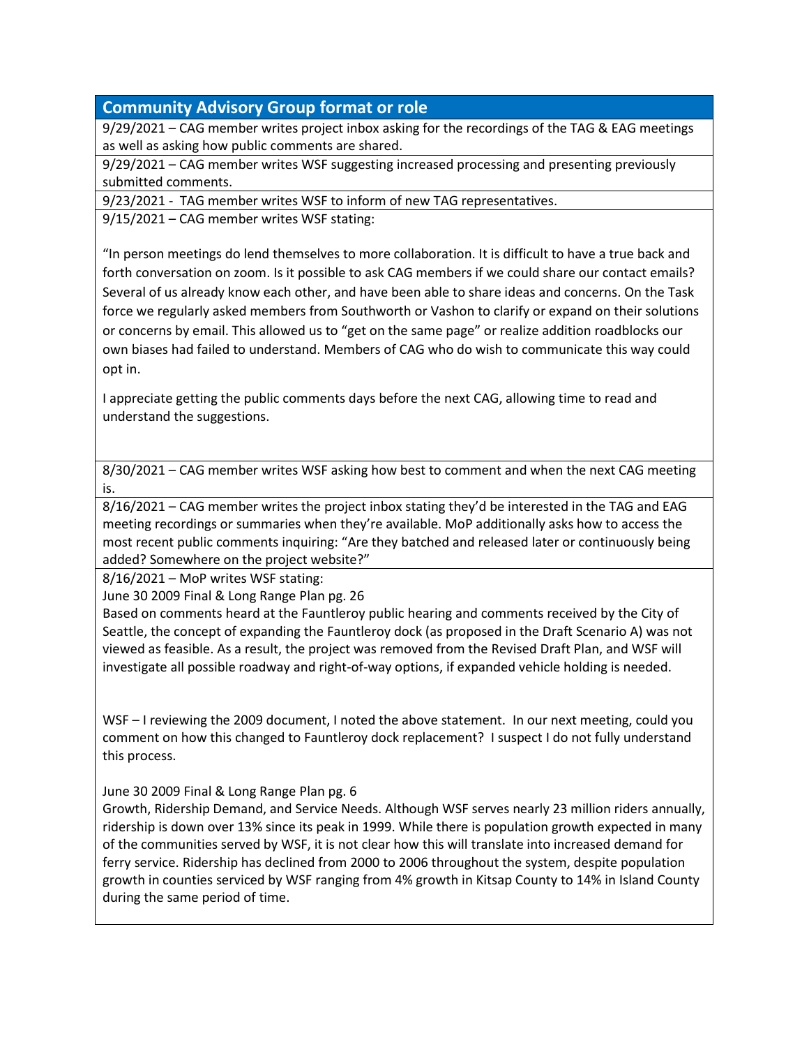## Community Advisory Group format or role

9/29/2021 – CAG member writes project inbox asking for the recordings of the TAG & EAG meetings as well as asking how public comments are shared.

9/29/2021 – CAG member writes WSF suggesting increased processing and presenting previously submitted comments.

9/23/2021 - TAG member writes WSF to inform of new TAG representatives.

9/15/2021 – CAG member writes WSF stating:

"In person meetings do lend themselves to more collaboration. It is difficult to have a true back and forth conversation on zoom. Is it possible to ask CAG members if we could share our contact emails? Several of us already know each other, and have been able to share ideas and concerns. On the Task force we regularly asked members from Southworth or Vashon to clarify or expand on their solutions or concerns by email. This allowed us to "get on the same page" or realize addition roadblocks our own biases had failed to understand. Members of CAG who do wish to communicate this way could opt in.

I appreciate getting the public comments days before the next CAG, allowing time to read and understand the suggestions.

8/30/2021 – CAG member writes WSF asking how best to comment and when the next CAG meeting is.

8/16/2021 – CAG member writes the project inbox stating they'd be interested in the TAG and EAG meeting recordings or summaries when they're available. MoP additionally asks how to access the most recent public comments inquiring: "Are they batched and released later or continuously being added? Somewhere on the project website?"

8/16/2021 – MoP writes WSF stating:

June 30 2009 Final & Long Range Plan pg. 26

Based on comments heard at the Fauntleroy public hearing and comments received by the City of Seattle, the concept of expanding the Fauntleroy dock (as proposed in the Draft Scenario A) was not viewed as feasible. As a result, the project was removed from the Revised Draft Plan, and WSF will investigate all possible roadway and right-of-way options, if expanded vehicle holding is needed.

WSF – I reviewing the 2009 document, I noted the above statement. In our next meeting, could you comment on how this changed to Fauntleroy dock replacement? I suspect I do not fully understand this process.

June 30 2009 Final & Long Range Plan pg. 6

Growth, Ridership Demand, and Service Needs. Although WSF serves nearly 23 million riders annually, ridership is down over 13% since its peak in 1999. While there is population growth expected in many of the communities served by WSF, it is not clear how this will translate into increased demand for ferry service. Ridership has declined from 2000 to 2006 throughout the system, despite population growth in counties serviced by WSF ranging from 4% growth in Kitsap County to 14% in Island County during the same period of time.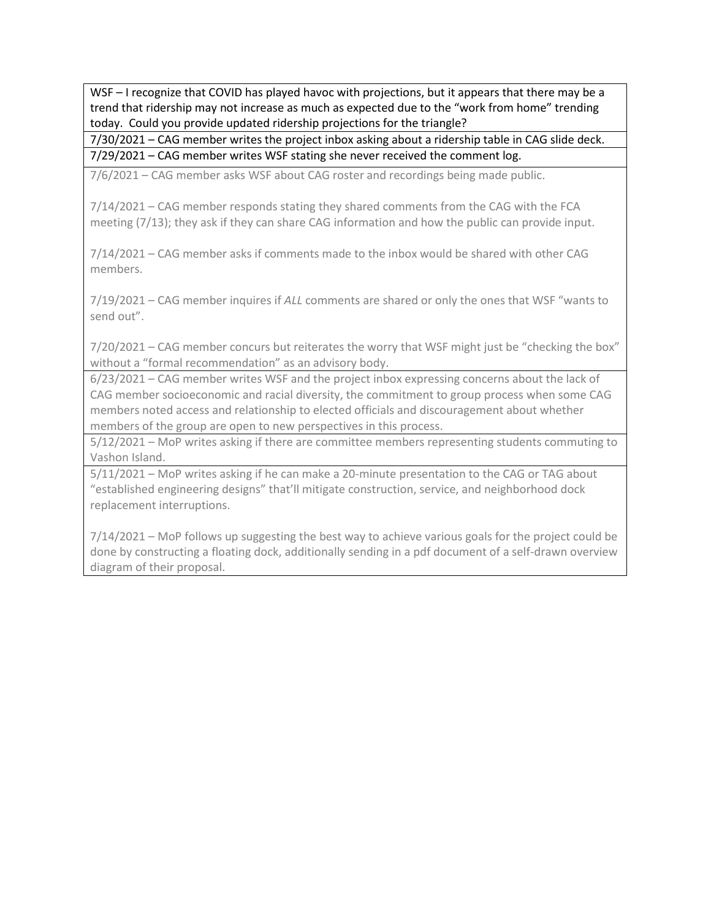| |
|---|
| WSF – I recognize that COVID has played havoc with projections, but it appears that there may be a trend that ridership may not increase as much as expected due to the "work from home" trending today. Could you provide updated ridership projections for the triangle? |
| 7/30/2021 – CAG member writes the project inbox asking about a ridership table in CAG slide deck. |
| 7/29/2021 – CAG member writes WSF stating she never received the comment log. |
| 7/6/2021 – CAG member asks WSF about CAG roster and recordings being made public.<br><br>7/14/2021 – CAG member responds stating they shared comments from the CAG with the FCA meeting (7/13); they ask if they can share CAG information and how the public can provide input.<br><br>7/14/2021 – CAG member asks if comments made to the inbox would be shared with other CAG members.<br><br>7/19/2021 – CAG member inquires if *ALL* comments are shared or only the ones that WSF "wants to send out".<br><br>7/20/2021 – CAG member concurs but reiterates the worry that WSF might just be "checking the box" without a "formal recommendation" as an advisory body. |
| 6/23/2021 – CAG member writes WSF and the project inbox expressing concerns about the lack of CAG member socioeconomic and racial diversity, the commitment to group process when some CAG members noted access and relationship to elected officials and discouragement about whether members of the group are open to new perspectives in this process. |
| 5/12/2021 – MoP writes asking if there are committee members representing students commuting to Vashon Island. |
| 5/11/2021 – MoP writes asking if he can make a 20-minute presentation to the CAG or TAG about "established engineering designs" that'll mitigate construction, service, and neighborhood dock replacement interruptions.<br><br>7/14/2021 – MoP follows up suggesting the best way to achieve various goals for the project could be done by constructing a floating dock, additionally sending in a pdf document of a self-drawn overview diagram of their proposal. |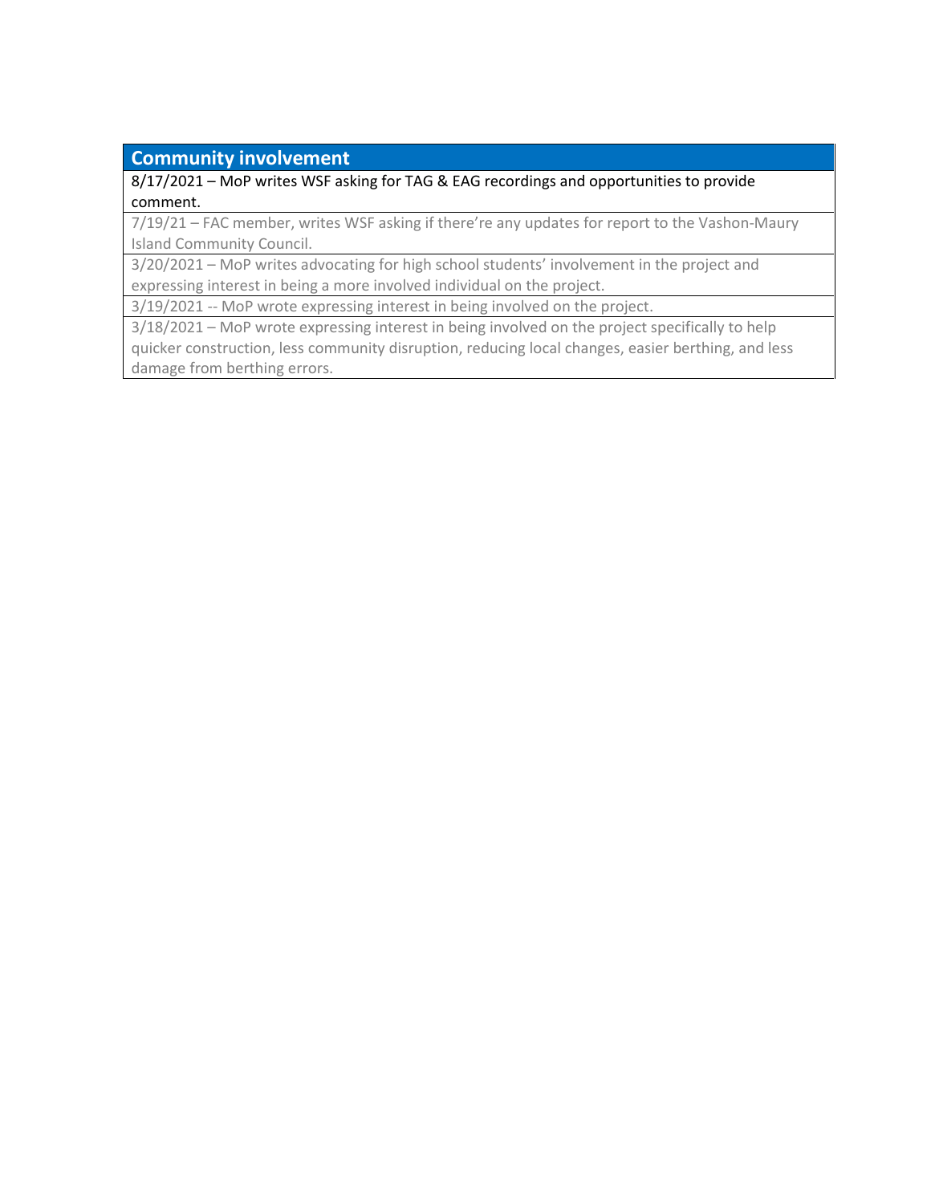| Community involvement |
| --- |
| 8/17/2021 – MoP writes WSF asking for TAG & EAG recordings and opportunities to provide comment. |
| 7/19/21 – FAC member, writes WSF asking if there're any updates for report to the Vashon-Maury Island Community Council. |
| 3/20/2021 – MoP writes advocating for high school students' involvement in the project and expressing interest in being a more involved individual on the project. |
| 3/19/2021 -- MoP wrote expressing interest in being involved on the project. |
| 3/18/2021 – MoP wrote expressing interest in being involved on the project specifically to help quicker construction, less community disruption, reducing local changes, easier berthing, and less damage from berthing errors. |